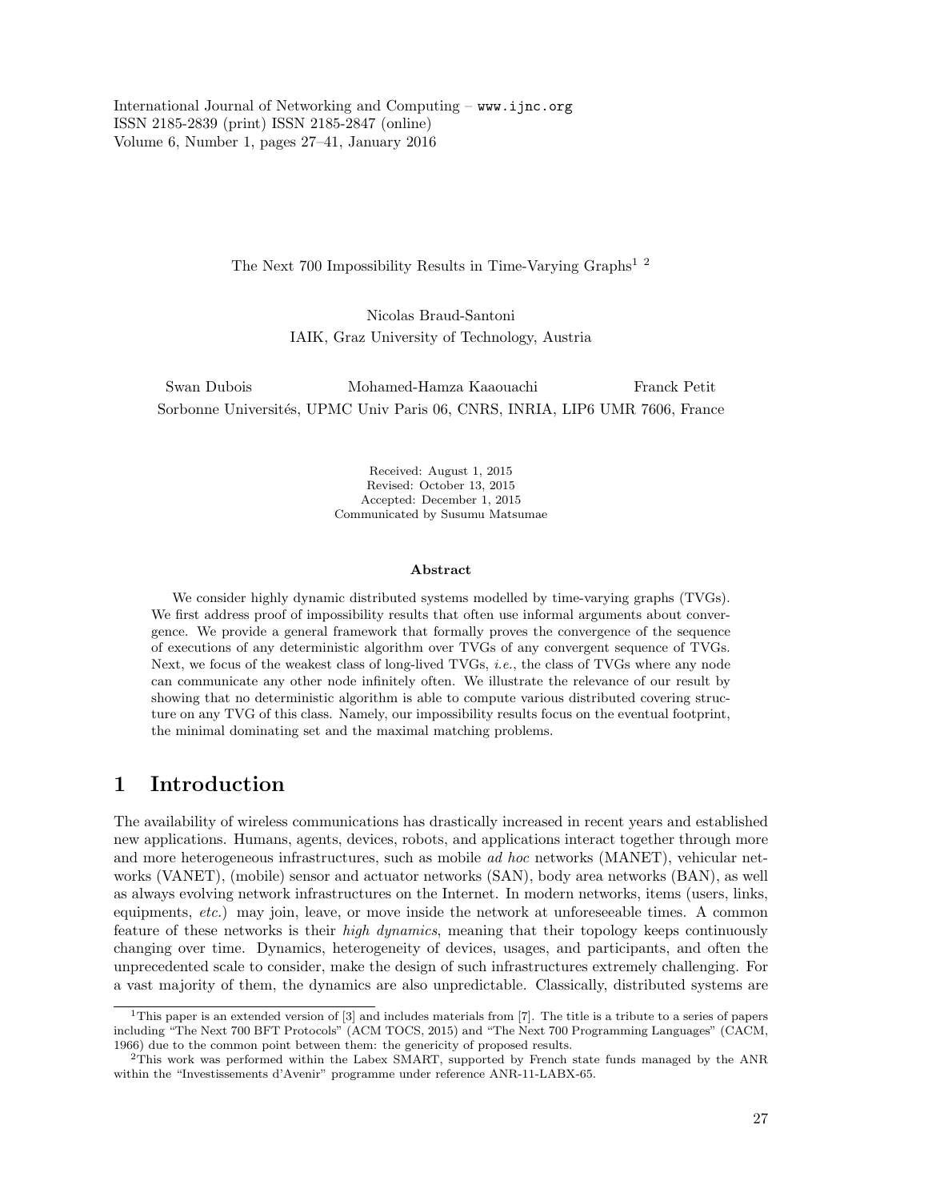International Journal of Networking and Computing – www.ijnc.org
ISSN 2185-2839 (print) ISSN 2185-2847 (online)
Volume 6, Number 1, pages 27–41, January 2016

# The Next 700 Impossibility Results in Time-Varying Graphs[1] [2]

Nicolas Braud-Santoni
IAIK, Graz University of Technology, Austria

Swan Dubois, Mohamed-Hamza Kaaouachi, Franck Petit
Sorbonne Universités, UPMC Univ Paris 06, CNRS, INRIA, LIP6 UMR 7606, France

Received: August 1, 2015
Revised: October 13, 2015
Accepted: December 1, 2015
Communicated by Susumu Matsumae

### Abstract

We consider highly dynamic distributed systems modelled by time-varying graphs (TVGs). We first address proof of impossibility results that often use informal arguments about convergence. We provide a general framework that formally proves the convergence of the sequence of executions of any deterministic algorithm over TVGs of any convergent sequence of TVGs. Next, we focus of the weakest class of long-lived TVGs, *i.e.*, the class of TVGs where any node can communicate any other node infinitely often. We illustrate the relevance of our result by showing that no deterministic algorithm is able to compute various distributed covering structure on any TVG of this class. Namely, our impossibility results focus on the eventual footprint, the minimal dominating set and the maximal matching problems.

## 1 Introduction

The availability of wireless communications has drastically increased in recent years and established new applications. Humans, agents, devices, robots, and applications interact together through more and more heterogeneous infrastructures, such as mobile *ad hoc* networks (MANET), vehicular networks (VANET), (mobile) sensor and actuator networks (SAN), body area networks (BAN), as well as always evolving network infrastructures on the Internet. In modern networks, items (users, links, equipments, *etc.*) may join, leave, or move inside the network at unforeseeable times. A common feature of these networks is their *high dynamics*, meaning that their topology keeps continuously changing over time. Dynamics, heterogeneity of devices, usages, and participants, and often the unprecedented scale to consider, make the design of such infrastructures extremely challenging. For a vast majority of them, the dynamics are also unpredictable. Classically, distributed systems are

---

[1] This paper is an extended version of [3] and includes materials from [7]. The title is a tribute to a series of papers including "The Next 700 BFT Protocols" (ACM TOCS, 2015) and "The Next 700 Programming Languages" (CACM, 1966) due to the common point between them: the genericity of proposed results.

[2] This work was performed within the Labex SMART, supported by French state funds managed by the ANR within the "Investissements d'Avenir" programme under reference ANR-11-LABX-65.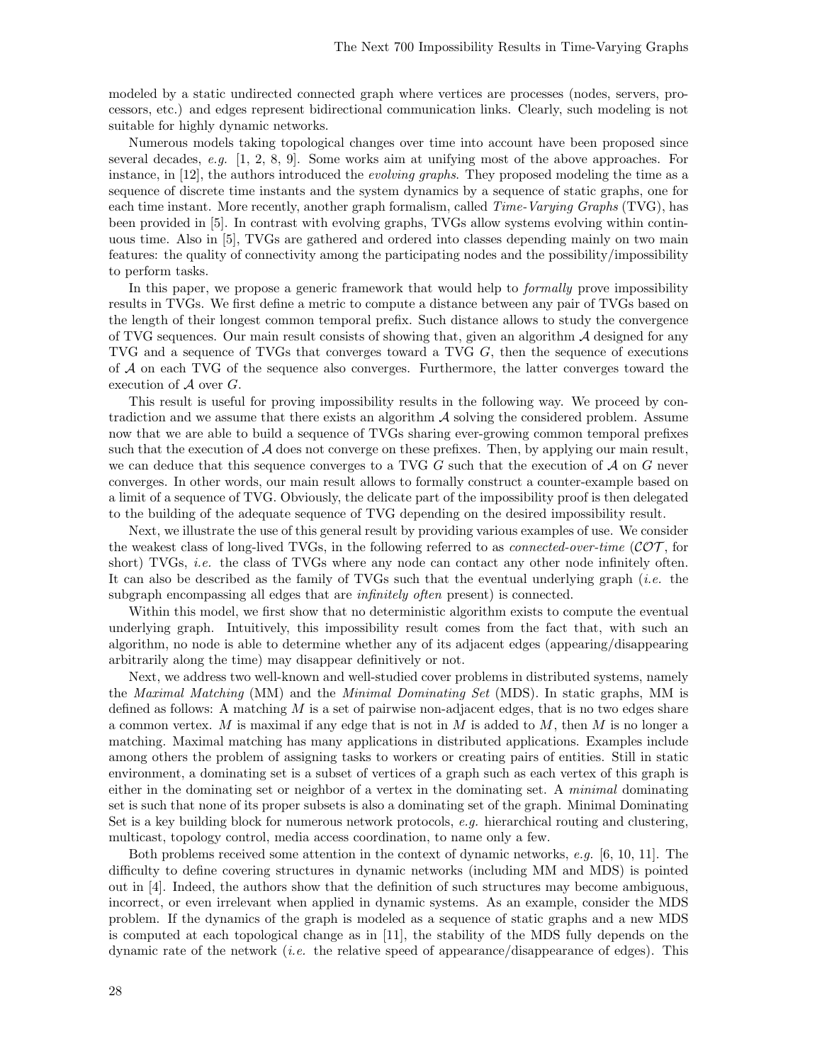modeled by a static undirected connected graph where vertices are processes (nodes, servers, processors, etc.) and edges represent bidirectional communication links. Clearly, such modeling is not suitable for highly dynamic networks.

Numerous models taking topological changes over time into account have been proposed since several decades, *e.g.* [1, 2, 8, 9]. Some works aim at unifying most of the above approaches. For instance, in [12], the authors introduced the *evolving graphs*. They proposed modeling the time as a sequence of discrete time instants and the system dynamics by a sequence of static graphs, one for each time instant. More recently, another graph formalism, called *Time-Varying Graphs* (TVG), has been provided in [5]. In contrast with evolving graphs, TVGs allow systems evolving within continuous time. Also in [5], TVGs are gathered and ordered into classes depending mainly on two main features: the quality of connectivity among the participating nodes and the possibility/impossibility to perform tasks.

In this paper, we propose a generic framework that would help to *formally* prove impossibility results in TVGs. We first define a metric to compute a distance between any pair of TVGs based on the length of their longest common temporal prefix. Such distance allows to study the convergence of TVG sequences. Our main result consists of showing that, given an algorithm $\mathcal{A}$ designed for any TVG and a sequence of TVGs that converges toward a TVG $G$, then the sequence of executions of $\mathcal{A}$ on each TVG of the sequence also converges. Furthermore, the latter converges toward the execution of $\mathcal{A}$ over $G$.

This result is useful for proving impossibility results in the following way. We proceed by contradiction and we assume that there exists an algorithm $\mathcal{A}$ solving the considered problem. Assume now that we are able to build a sequence of TVGs sharing ever-growing common temporal prefixes such that the execution of $\mathcal{A}$ does not converge on these prefixes. Then, by applying our main result, we can deduce that this sequence converges to a TVG $G$ such that the execution of $\mathcal{A}$ on $G$ never converges. In other words, our main result allows to formally construct a counter-example based on a limit of a sequence of TVG. Obviously, the delicate part of the impossibility proof is then delegated to the building of the adequate sequence of TVG depending on the desired impossibility result.

Next, we illustrate the use of this general result by providing various examples of use. We consider the weakest class of long-lived TVGs, in the following referred to as *connected-over-time* ($\mathcal{COT}$, for short) TVGs, *i.e.* the class of TVGs where any node can contact any other node infinitely often. It can also be described as the family of TVGs such that the eventual underlying graph (*i.e.* the subgraph encompassing all edges that are *infinitely often* present) is connected.

Within this model, we first show that no deterministic algorithm exists to compute the eventual underlying graph. Intuitively, this impossibility result comes from the fact that, with such an algorithm, no node is able to determine whether any of its adjacent edges (appearing/disappearing arbitrarily along the time) may disappear definitively or not.

Next, we address two well-known and well-studied cover problems in distributed systems, namely the *Maximal Matching* (MM) and the *Minimal Dominating Set* (MDS). In static graphs, MM is defined as follows: A matching $M$ is a set of pairwise non-adjacent edges, that is no two edges share a common vertex. $M$ is maximal if any edge that is not in $M$ is added to $M$, then $M$ is no longer a matching. Maximal matching has many applications in distributed applications. Examples include among others the problem of assigning tasks to workers or creating pairs of entities. Still in static environment, a dominating set is a subset of vertices of a graph such as each vertex of this graph is either in the dominating set or neighbor of a vertex in the dominating set. A *minimal* dominating set is such that none of its proper subsets is also a dominating set of the graph. Minimal Dominating Set is a key building block for numerous network protocols, *e.g.* hierarchical routing and clustering, multicast, topology control, media access coordination, to name only a few.

Both problems received some attention in the context of dynamic networks, *e.g.* [6, 10, 11]. The difficulty to define covering structures in dynamic networks (including MM and MDS) is pointed out in [4]. Indeed, the authors show that the definition of such structures may become ambiguous, incorrect, or even irrelevant when applied in dynamic systems. As an example, consider the MDS problem. If the dynamics of the graph is modeled as a sequence of static graphs and a new MDS is computed at each topological change as in [11], the stability of the MDS fully depends on the dynamic rate of the network (*i.e.* the relative speed of appearance/disappearance of edges). This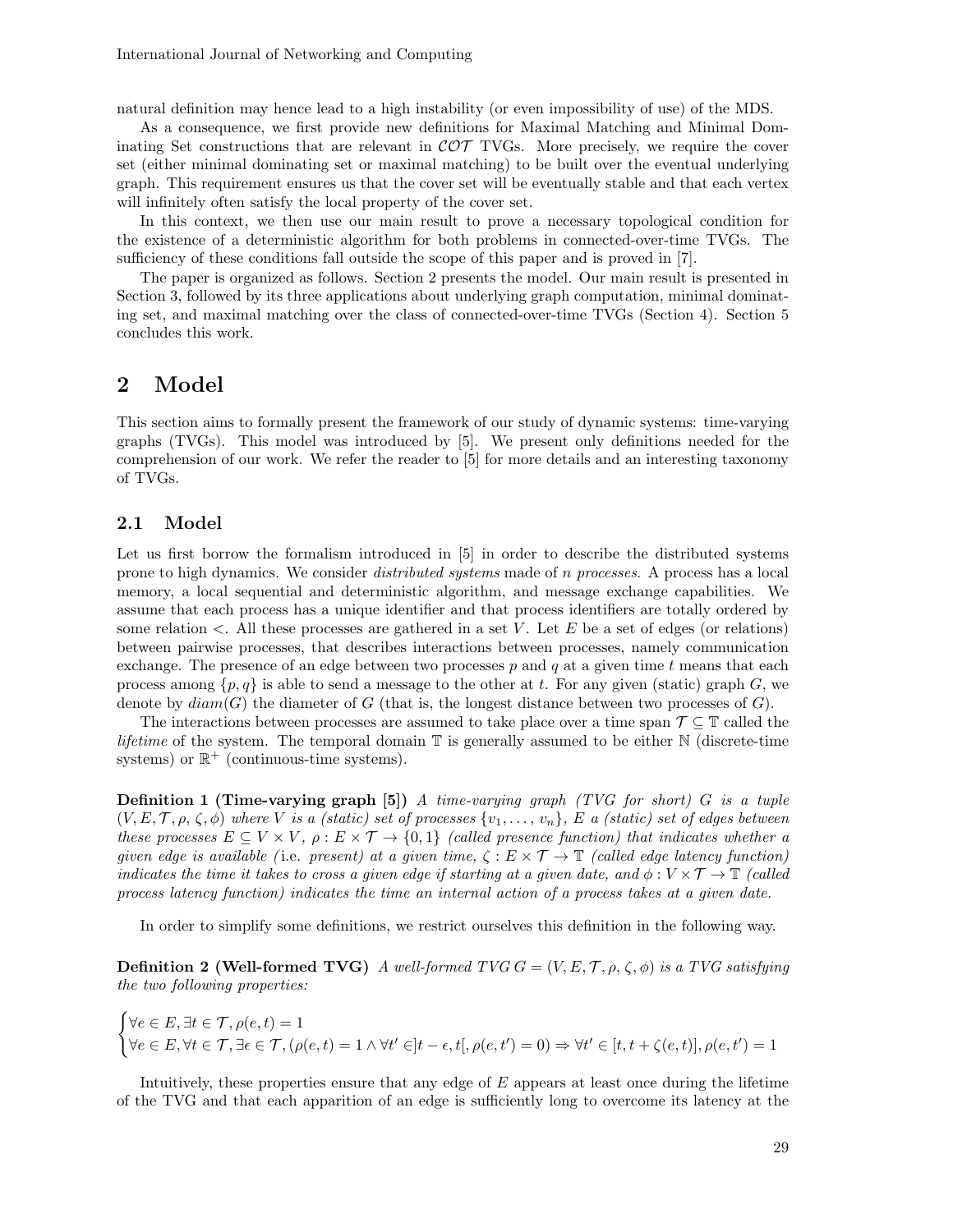natural definition may hence lead to a high instability (or even impossibility of use) of the MDS.

As a consequence, we first provide new definitions for Maximal Matching and Minimal Dominating Set constructions that are relevant in $\mathcal{COT}$ TVGs. More precisely, we require the cover set (either minimal dominating set or maximal matching) to be built over the eventual underlying graph. This requirement ensures us that the cover set will be eventually stable and that each vertex will infinitely often satisfy the local property of the cover set.

In this context, we then use our main result to prove a necessary topological condition for the existence of a deterministic algorithm for both problems in connected-over-time TVGs. The sufficiency of these conditions fall outside the scope of this paper and is proved in [7].

The paper is organized as follows. Section 2 presents the model. Our main result is presented in Section 3, followed by its three applications about underlying graph computation, minimal dominating set, and maximal matching over the class of connected-over-time TVGs (Section 4). Section 5 concludes this work.

# 2 Model

This section aims to formally present the framework of our study of dynamic systems: time-varying graphs (TVGs). This model was introduced by [5]. We present only definitions needed for the comprehension of our work. We refer the reader to [5] for more details and an interesting taxonomy of TVGs.

## 2.1 Model

Let us first borrow the formalism introduced in [5] in order to describe the distributed systems prone to high dynamics. We consider *distributed systems* made of *n processes*. A process has a local memory, a local sequential and deterministic algorithm, and message exchange capabilities. We assume that each process has a unique identifier and that process identifiers are totally ordered by some relation $<$. All these processes are gathered in a set $V$. Let $E$ be a set of edges (or relations) between pairwise processes, that describes interactions between processes, namely communication exchange. The presence of an edge between two processes $p$ and $q$ at a given time $t$ means that each process among $\{p, q\}$ is able to send a message to the other at $t$. For any given (static) graph $G$, we denote by $diam(G)$ the diameter of $G$ (that is, the longest distance between two processes of $G$).

The interactions between processes are assumed to take place over a time span $\mathcal{T} \subseteq \mathbb{T}$ called the *lifetime* of the system. The temporal domain $\mathbb{T}$ is generally assumed to be either $\mathbb{N}$ (discrete-time systems) or $\mathbb{R}^+$ (continuous-time systems).

**Definition 1 (Time-varying graph [5])** *A time-varying graph (TVG for short) $G$ is a tuple $(V, E, \mathcal{T}, \rho, \zeta, \phi)$ where $V$ is a (static) set of processes $\{v_1, \ldots, v_n\}$, $E$ a (static) set of edges between these processes $E \subseteq V \times V$, $\rho : E \times \mathcal{T} \to \{0, 1\}$ (called presence function) that indicates whether a given edge is available (*i.e. *present) at a given time, $\zeta : E \times \mathcal{T} \to \mathbb{T}$ (called edge latency function) indicates the time it takes to cross a given edge if starting at a given date, and $\phi : V \times \mathcal{T} \to \mathbb{T}$ (called process latency function) indicates the time an internal action of a process takes at a given date.*

In order to simplify some definitions, we restrict ourselves this definition in the following way.

**Definition 2 (Well-formed TVG)** *A well-formed TVG $G = (V, E, \mathcal{T}, \rho, \zeta, \phi)$ is a TVG satisfying the two following properties:*

$$\begin{cases} \forall e \in E, \exists t \in \mathcal{T}, \rho(e,t) = 1 \\ \forall e \in E, \forall t \in \mathcal{T}, \exists \epsilon \in \mathcal{T}, (\rho(e,t) = 1 \wedge \forall t' \in ]t-\epsilon, t[, \rho(e,t') = 0) \Rightarrow \forall t' \in [t, t+\zeta(e,t)], \rho(e,t') = 1 \end{cases}$$

Intuitively, these properties ensure that any edge of $E$ appears at least once during the lifetime of the TVG and that each apparition of an edge is sufficiently long to overcome its latency at the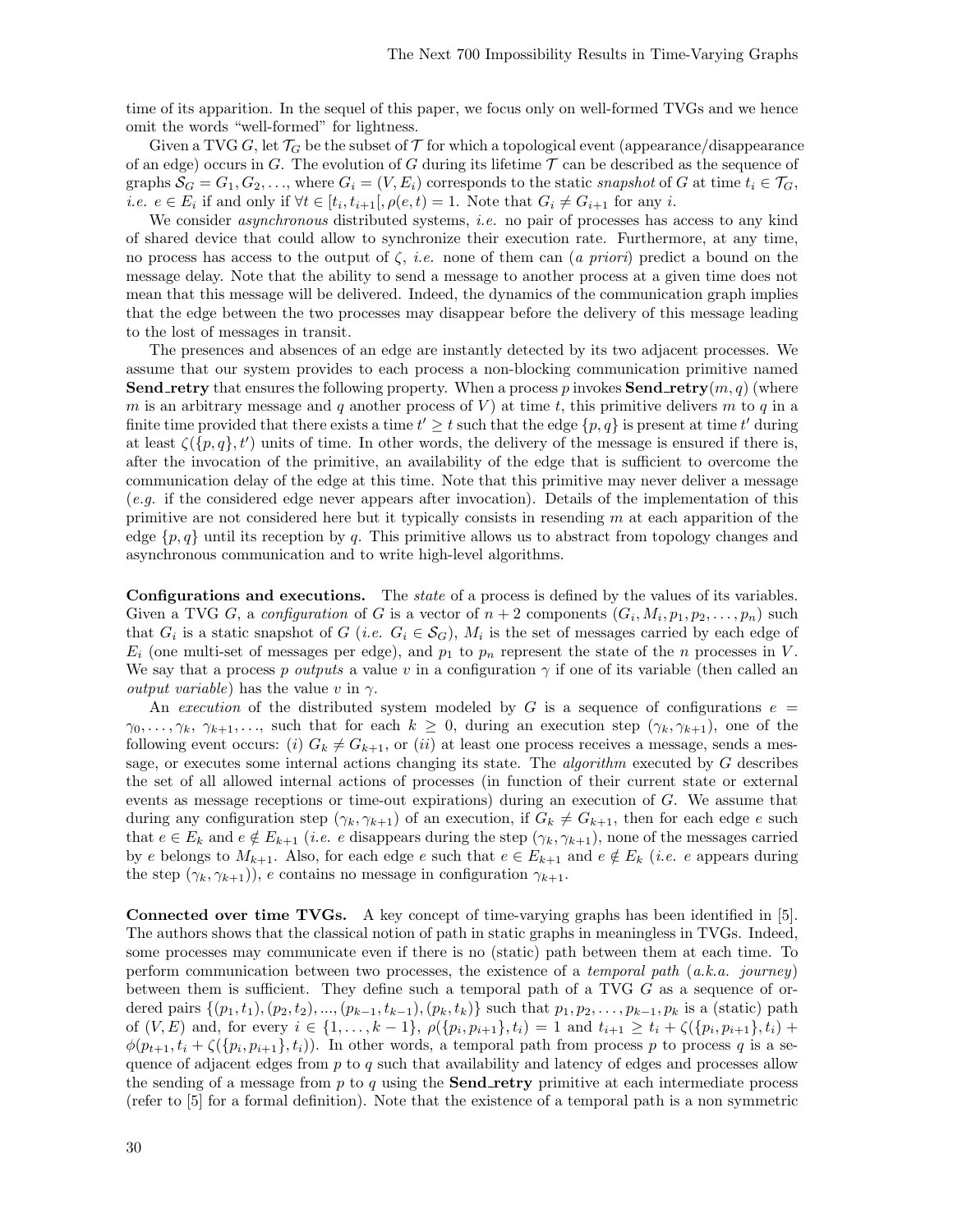time of its apparition. In the sequel of this paper, we focus only on well-formed TVGs and we hence omit the words "well-formed" for lightness.

Given a TVG $G$, let $\mathcal{T}_G$ be the subset of $\mathcal{T}$ for which a topological event (appearance/disappearance of an edge) occurs in $G$. The evolution of $G$ during its lifetime $\mathcal{T}$ can be described as the sequence of graphs $\mathcal{S}_G = G_1, G_2, \ldots$, where $G_i = (V, E_i)$ corresponds to the static *snapshot* of $G$ at time $t_i \in \mathcal{T}_G$, *i.e.* $e \in E_i$ if and only if $\forall t \in [t_i, t_{i+1}[, \rho(e,t) = 1$. Note that $G_i \neq G_{i+1}$ for any $i$.

We consider *asynchronous* distributed systems, *i.e.* no pair of processes has access to any kind of shared device that could allow to synchronize their execution rate. Furthermore, at any time, no process has access to the output of $\zeta$, *i.e.* none of them can (*a priori*) predict a bound on the message delay. Note that the ability to send a message to another process at a given time does not mean that this message will be delivered. Indeed, the dynamics of the communication graph implies that the edge between the two processes may disappear before the delivery of this message leading to the lost of messages in transit.

The presences and absences of an edge are instantly detected by its two adjacent processes. We assume that our system provides to each process a non-blocking communication primitive named **Send_retry** that ensures the following property. When a process $p$ invokes **Send_retry**$(m, q)$ (where $m$ is an arbitrary message and $q$ another process of $V$) at time $t$, this primitive delivers $m$ to $q$ in a finite time provided that there exists a time $t' \geq t$ such that the edge $\{p, q\}$ is present at time $t'$ during at least $\zeta(\{p, q\}, t')$ units of time. In other words, the delivery of the message is ensured if there is, after the invocation of the primitive, an availability of the edge that is sufficient to overcome the communication delay of the edge at this time. Note that this primitive may never deliver a message (*e.g.* if the considered edge never appears after invocation). Details of the implementation of this primitive are not considered here but it typically consists in resending $m$ at each apparition of the edge $\{p, q\}$ until its reception by $q$. This primitive allows us to abstract from topology changes and asynchronous communication and to write high-level algorithms.

**Configurations and executions.** The *state* of a process is defined by the values of its variables. Given a TVG $G$, a *configuration* of $G$ is a vector of $n+2$ components $(G_i, M_i, p_1, p_2, \ldots, p_n)$ such that $G_i$ is a static snapshot of $G$ (*i.e.* $G_i \in \mathcal{S}_G$), $M_i$ is the set of messages carried by each edge of $E_i$ (one multi-set of messages per edge), and $p_1$ to $p_n$ represent the state of the $n$ processes in $V$. We say that a process $p$ *outputs* a value $v$ in a configuration $\gamma$ if one of its variable (then called an *output variable*) has the value $v$ in $\gamma$.

An *execution* of the distributed system modeled by $G$ is a sequence of configurations $e = \gamma_0, \ldots, \gamma_k, \gamma_{k+1}, \ldots$, such that for each $k \geq 0$, during an execution step $(\gamma_k, \gamma_{k+1})$, one of the following event occurs: (*i*) $G_k \neq G_{k+1}$, or (*ii*) at least one process receives a message, sends a message, or executes some internal actions changing its state. The *algorithm* executed by $G$ describes the set of all allowed internal actions of processes (in function of their current state or external events as message receptions or time-out expirations) during an execution of $G$. We assume that during any configuration step $(\gamma_k, \gamma_{k+1})$ of an execution, if $G_k \neq G_{k+1}$, then for each edge $e$ such that $e \in E_k$ and $e \notin E_{k+1}$ (*i.e.* $e$ disappears during the step $(\gamma_k, \gamma_{k+1})$, none of the messages carried by $e$ belongs to $M_{k+1}$. Also, for each edge $e$ such that $e \in E_{k+1}$ and $e \notin E_k$ (*i.e.* $e$ appears during the step $(\gamma_k, \gamma_{k+1})$), $e$ contains no message in configuration $\gamma_{k+1}$.

**Connected over time TVGs.** A key concept of time-varying graphs has been identified in [5]. The authors shows that the classical notion of path in static graphs in meaningless in TVGs. Indeed, some processes may communicate even if there is no (static) path between them at each time. To perform communication between two processes, the existence of a *temporal path* (*a.k.a. journey*) between them is sufficient. They define such a temporal path of a TVG $G$ as a sequence of ordered pairs $\{(p_1, t_1), (p_2, t_2), \ldots, (p_{k-1}, t_{k-1}), (p_k, t_k)\}$ such that $p_1, p_2, \ldots, p_{k-1}, p_k$ is a (static) path of $(V, E)$ and, for every $i \in \{1, \ldots, k-1\}$, $\rho(\{p_i, p_{i+1}\}, t_i) = 1$ and $t_{i+1} \geq t_i + \zeta(\{p_i, p_{i+1}\}, t_i) + \phi(p_{t+1}, t_i + \zeta(\{p_i, p_{i+1}\}, t_i))$. In other words, a temporal path from process $p$ to process $q$ is a sequence of adjacent edges from $p$ to $q$ such that availability and latency of edges and processes allow the sending of a message from $p$ to $q$ using the **Send_retry** primitive at each intermediate process (refer to [5] for a formal definition). Note that the existence of a temporal path is a non symmetric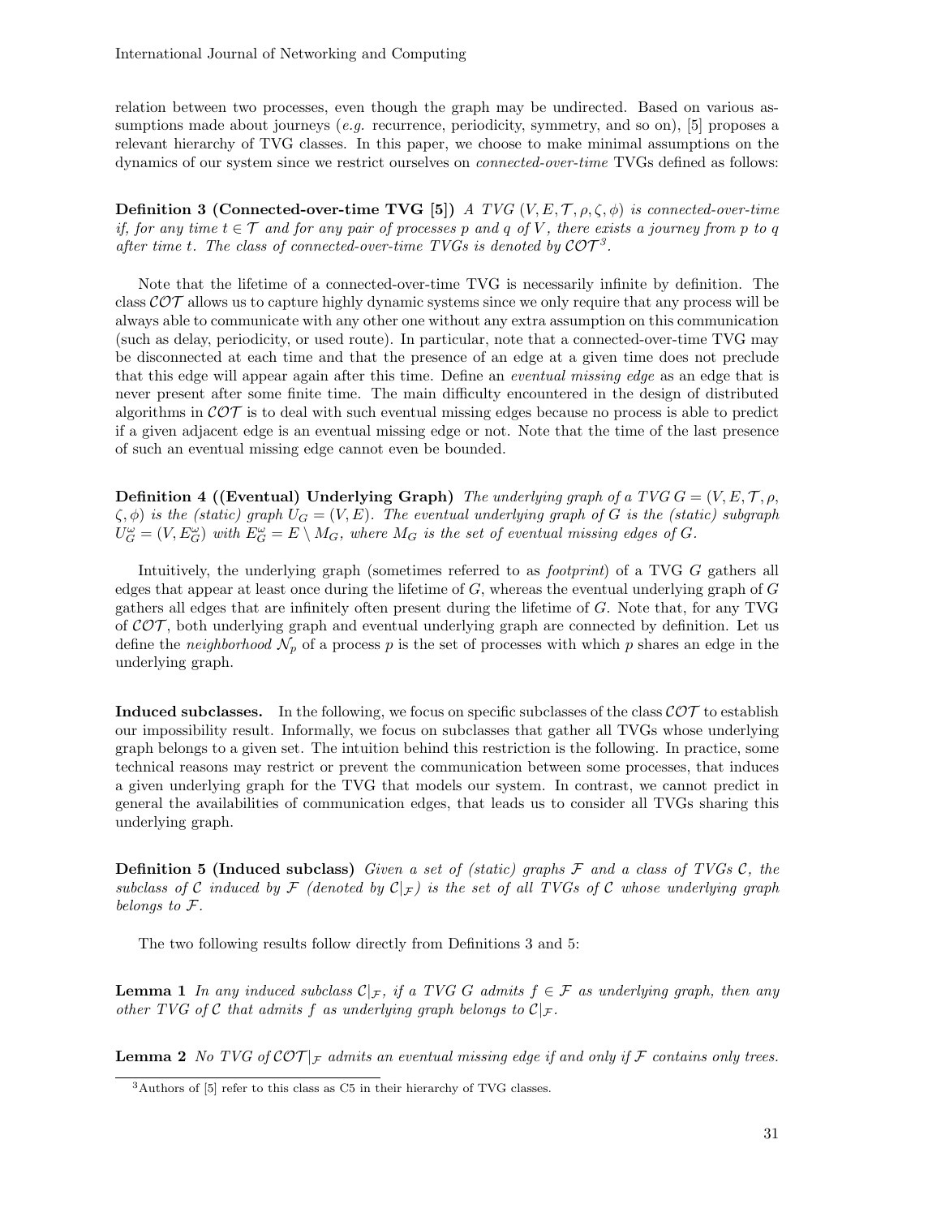relation between two processes, even though the graph may be undirected. Based on various assumptions made about journeys (*e.g.* recurrence, periodicity, symmetry, and so on), [5] proposes a relevant hierarchy of TVG classes. In this paper, we choose to make minimal assumptions on the dynamics of our system since we restrict ourselves on *connected-over-time* TVGs defined as follows:

**Definition 3 (Connected-over-time TVG [5])** *A TVG $(V, E, \mathcal{T}, \rho, \zeta, \phi)$ is connected-over-time if, for any time $t \in \mathcal{T}$ and for any pair of processes $p$ and $q$ of $V$, there exists a journey from $p$ to $q$ after time $t$. The class of connected-over-time TVGs is denoted by $\mathcal{COT}$*[3].

Note that the lifetime of a connected-over-time TVG is necessarily infinite by definition. The class $\mathcal{COT}$ allows us to capture highly dynamic systems since we only require that any process will be always able to communicate with any other one without any extra assumption on this communication (such as delay, periodicity, or used route). In particular, note that a connected-over-time TVG may be disconnected at each time and that the presence of an edge at a given time does not preclude that this edge will appear again after this time. Define an *eventual missing edge* as an edge that is never present after some finite time. The main difficulty encountered in the design of distributed algorithms in $\mathcal{COT}$ is to deal with such eventual missing edges because no process is able to predict if a given adjacent edge is an eventual missing edge or not. Note that the time of the last presence of such an eventual missing edge cannot even be bounded.

**Definition 4 ((Eventual) Underlying Graph)** *The underlying graph of a TVG $G = (V, E, \mathcal{T}, \rho, \zeta, \phi)$ is the (static) graph $U_G = (V, E)$. The eventual underlying graph of $G$ is the (static) subgraph $U_G^\omega = (V, E_G^\omega)$ with $E_G^\omega = E \setminus M_G$, where $M_G$ is the set of eventual missing edges of $G$.*

Intuitively, the underlying graph (sometimes referred to as *footprint*) of a TVG $G$ gathers all edges that appear at least once during the lifetime of $G$, whereas the eventual underlying graph of $G$ gathers all edges that are infinitely often present during the lifetime of $G$. Note that, for any TVG of $\mathcal{COT}$, both underlying graph and eventual underlying graph are connected by definition. Let us define the *neighborhood* $\mathcal{N}_p$ of a process $p$ is the set of processes with which $p$ shares an edge in the underlying graph.

**Induced subclasses.** In the following, we focus on specific subclasses of the class $\mathcal{COT}$ to establish our impossibility result. Informally, we focus on subclasses that gather all TVGs whose underlying graph belongs to a given set. The intuition behind this restriction is the following. In practice, some technical reasons may restrict or prevent the communication between some processes, that induces a given underlying graph for the TVG that models our system. In contrast, we cannot predict in general the availabilities of communication edges, that leads us to consider all TVGs sharing this underlying graph.

**Definition 5 (Induced subclass)** *Given a set of (static) graphs $\mathcal{F}$ and a class of TVGs $\mathcal{C}$, the subclass of $\mathcal{C}$ induced by $\mathcal{F}$ (denoted by $\mathcal{C}|_\mathcal{F}$) is the set of all TVGs of $\mathcal{C}$ whose underlying graph belongs to $\mathcal{F}$.*

The two following results follow directly from Definitions 3 and 5:

**Lemma 1** *In any induced subclass $\mathcal{C}|_\mathcal{F}$, if a TVG $G$ admits $f \in \mathcal{F}$ as underlying graph, then any other TVG of $\mathcal{C}$ that admits $f$ as underlying graph belongs to $\mathcal{C}|_\mathcal{F}$.*

**Lemma 2** *No TVG of $\mathcal{COT}|_\mathcal{F}$ admits an eventual missing edge if and only if $\mathcal{F}$ contains only trees.*

[3] Authors of [5] refer to this class as C5 in their hierarchy of TVG classes.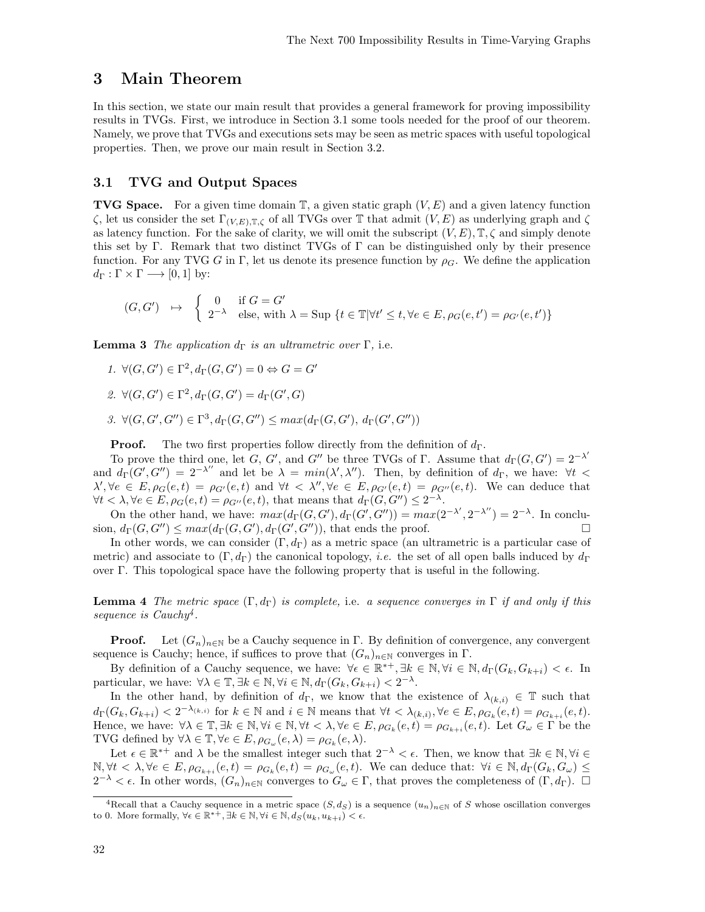## 3 Main Theorem

In this section, we state our main result that provides a general framework for proving impossibility results in TVGs. First, we introduce in Section 3.1 some tools needed for the proof of our theorem. Namely, we prove that TVGs and executions sets may be seen as metric spaces with useful topological properties. Then, we prove our main result in Section 3.2.

### 3.1 TVG and Output Spaces

**TVG Space.** For a given time domain $\mathbb{T}$, a given static graph $(V, E)$ and a given latency function $\zeta$, let us consider the set $\Gamma_{(V,E),\mathbb{T},\zeta}$ of all TVGs over $\mathbb{T}$ that admit $(V, E)$ as underlying graph and $\zeta$ as latency function. For the sake of clarity, we will omit the subscript $(V, E), \mathbb{T}, \zeta$ and simply denote this set by $\Gamma$. Remark that two distinct TVGs of $\Gamma$ can be distinguished only by their presence function. For any TVG $G$ in $\Gamma$, let us denote its presence function by $\rho_G$. We define the application $d_\Gamma : \Gamma \times \Gamma \longrightarrow [0, 1]$ by:

$$(G, G') \quad \mapsto \quad \begin{cases} 0 & \text{if } G = G' \\ 2^{-\lambda} & \text{else, with } \lambda = \text{Sup } \{t \in \mathbb{T} | \forall t' \leq t, \forall e \in E, \rho_G(e, t') = \rho_{G'}(e, t')\} \end{cases}$$

**Lemma 3** *The application $d_\Gamma$ is an ultrametric over $\Gamma$,* i.e.

1. $\forall (G, G') \in \Gamma^2, d_\Gamma(G, G') = 0 \Leftrightarrow G = G'$
2. $\forall (G, G') \in \Gamma^2, d_\Gamma(G, G') = d_\Gamma(G', G)$
3. $\forall (G, G', G'') \in \Gamma^3, d_\Gamma(G, G'') \leq max(d_\Gamma(G, G'),\ d_\Gamma(G', G''))$

**Proof.** The two first properties follow directly from the definition of $d_\Gamma$.

To prove the third one, let $G$, $G'$, and $G''$ be three TVGs of $\Gamma$. Assume that $d_\Gamma(G, G') = 2^{-\lambda'}$ and $d_\Gamma(G', G'') = 2^{-\lambda''}$ and let be $\lambda = min(\lambda', \lambda'')$. Then, by definition of $d_\Gamma$, we have: $\forall t < \lambda', \forall e \in E, \rho_G(e, t) = \rho_{G'}(e, t)$ and $\forall t < \lambda'', \forall e \in E, \rho_{G'}(e, t) = \rho_{G''}(e, t)$. We can deduce that $\forall t < \lambda, \forall e \in E, \rho_G(e, t) = \rho_{G''}(e, t)$, that means that $d_\Gamma(G, G'') \leq 2^{-\lambda}$.

On the other hand, we have: $max(d_\Gamma(G, G'), d_\Gamma(G', G'')) = max(2^{-\lambda'}, 2^{-\lambda''}) = 2^{-\lambda}$. In conclusion, $d_\Gamma(G, G'') \leq max(d_\Gamma(G, G'), d_\Gamma(G', G''))$, that ends the proof. □

In other words, we can consider $(\Gamma, d_\Gamma)$ as a metric space (an ultrametric is a particular case of metric) and associate to $(\Gamma, d_\Gamma)$ the canonical topology, *i.e.* the set of all open balls induced by $d_\Gamma$ over $\Gamma$. This topological space have the following property that is useful in the following.

**Lemma 4** *The metric space $(\Gamma, d_\Gamma)$ is complete,* i.e. *a sequence converges in $\Gamma$ if and only if this sequence is Cauchy*[4].

**Proof.** Let $(G_n)_{n\in\mathbb{N}}$ be a Cauchy sequence in $\Gamma$. By definition of convergence, any convergent sequence is Cauchy; hence, if suffices to prove that $(G_n)_{n\in\mathbb{N}}$ converges in $\Gamma$.

By definition of a Cauchy sequence, we have: $\forall \epsilon \in \mathbb{R}^{*+}, \exists k \in \mathbb{N}, \forall i \in \mathbb{N}, d_\Gamma(G_k, G_{k+i}) < \epsilon$. In particular, we have: $\forall \lambda \in \mathbb{T}, \exists k \in \mathbb{N}, \forall i \in \mathbb{N}, d_\Gamma(G_k, G_{k+i}) < 2^{-\lambda}$.

In the other hand, by definition of $d_\Gamma$, we know that the existence of $\lambda_{(k,i)} \in \mathbb{T}$ such that $d_\Gamma(G_k, G_{k+i}) < 2^{-\lambda_{(k,i)}}$ for $k \in \mathbb{N}$ and $i \in \mathbb{N}$ means that $\forall t < \lambda_{(k,i)}, \forall e \in E, \rho_{G_k}(e, t) = \rho_{G_{k+i}}(e, t)$. Hence, we have: $\forall \lambda \in \mathbb{T}, \exists k \in \mathbb{N}, \forall i \in \mathbb{N}, \forall t < \lambda, \forall e \in E, \rho_{G_k}(e, t) = \rho_{G_{k+i}}(e, t)$. Let $G_\omega \in \Gamma$ be the TVG defined by $\forall \lambda \in \mathbb{T}, \forall e \in E, \rho_{G_\omega}(e, \lambda) = \rho_{G_k}(e, \lambda)$.

Let $\epsilon \in \mathbb{R}^{*+}$ and $\lambda$ be the smallest integer such that $2^{-\lambda} < \epsilon$. Then, we know that $\exists k \in \mathbb{N}, \forall i \in \mathbb{N}, \forall t < \lambda, \forall e \in E, \rho_{G_{k+i}}(e, t) = \rho_{G_k}(e, t) = \rho_{G_\omega}(e, t)$. We can deduce that: $\forall i \in \mathbb{N}, d_\Gamma(G_k, G_\omega) \leq 2^{-\lambda} < \epsilon$. In other words, $(G_n)_{n\in\mathbb{N}}$ converges to $G_\omega \in \Gamma$, that proves the completeness of $(\Gamma, d_\Gamma)$. □

[4]Recall that a Cauchy sequence in a metric space $(S, d_S)$ is a sequence $(u_n)_{n\in\mathbb{N}}$ of $S$ whose oscillation converges to 0. More formally, $\forall \epsilon \in \mathbb{R}^{*+}, \exists k \in \mathbb{N}, \forall i \in \mathbb{N}, d_S(u_k, u_{k+i}) < \epsilon$.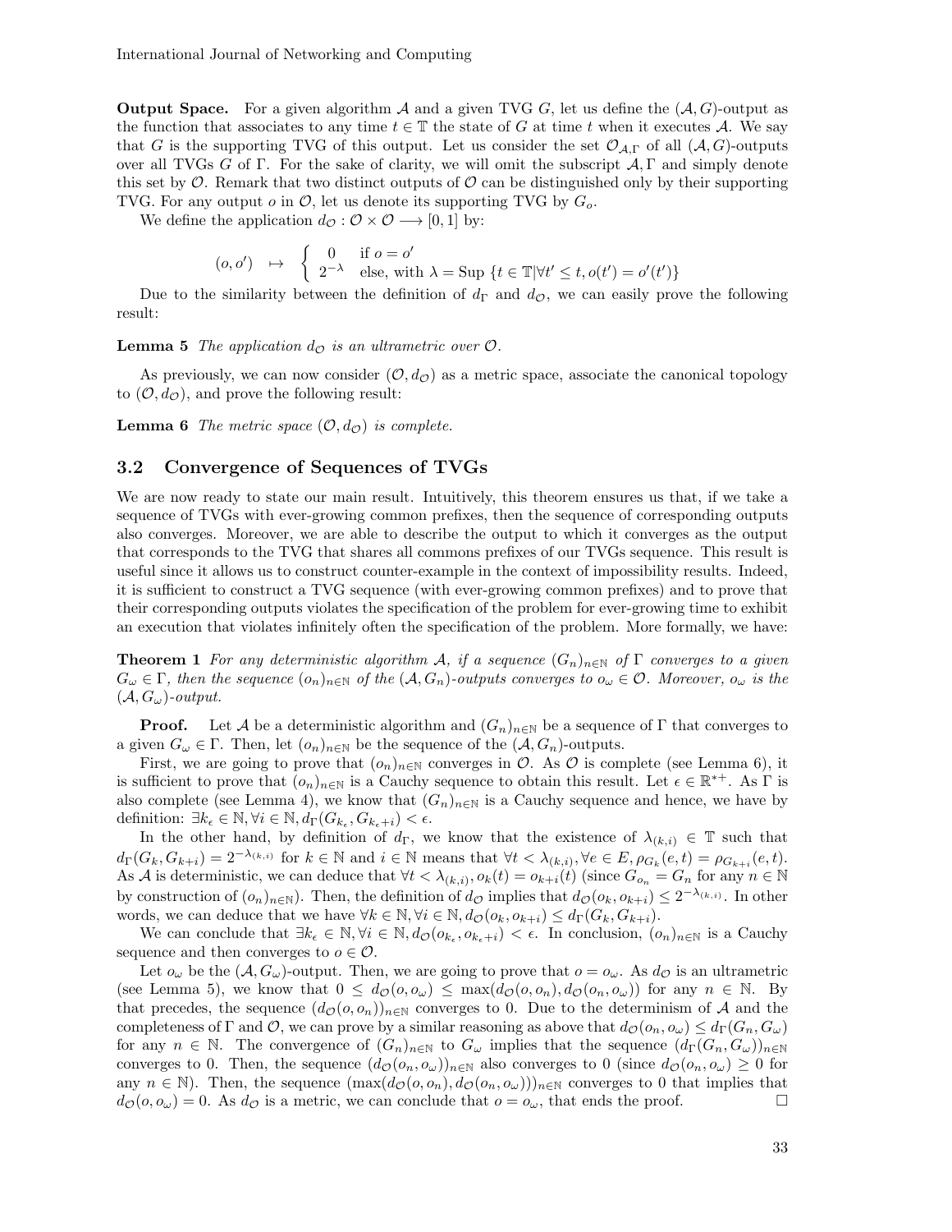**Output Space.** For a given algorithm $\mathcal{A}$ and a given TVG $G$, let us define the $(\mathcal{A}, G)$-output as the function that associates to any time $t \in \mathbb{T}$ the state of $G$ at time $t$ when it executes $\mathcal{A}$. We say that $G$ is the supporting TVG of this output. Let us consider the set $\mathcal{O}_{\mathcal{A},\Gamma}$ of all $(\mathcal{A}, G)$-outputs over all TVGs $G$ of $\Gamma$. For the sake of clarity, we will omit the subscript $\mathcal{A}, \Gamma$ and simply denote this set by $\mathcal{O}$. Remark that two distinct outputs of $\mathcal{O}$ can be distinguished only by their supporting TVG. For any output $o$ in $\mathcal{O}$, let us denote its supporting TVG by $G_o$.

We define the application $d_{\mathcal{O}} : \mathcal{O} \times \mathcal{O} \longrightarrow [0, 1]$ by:

$$(o, o') \quad \mapsto \quad \begin{cases} 0 & \text{if } o = o' \\ 2^{-\lambda} & \text{else, with } \lambda = \text{Sup } \{t \in \mathbb{T} | \forall t' \leq t, o(t') = o'(t')\} \end{cases}$$

Due to the similarity between the definition of $d_\Gamma$ and $d_{\mathcal{O}}$, we can easily prove the following result:

**Lemma 5** *The application $d_{\mathcal{O}}$ is an ultrametric over $\mathcal{O}$.*

As previously, we can now consider $(\mathcal{O}, d_{\mathcal{O}})$ as a metric space, associate the canonical topology to $(\mathcal{O}, d_{\mathcal{O}})$, and prove the following result:

**Lemma 6** *The metric space $(\mathcal{O}, d_{\mathcal{O}})$ is complete.*

## 3.2 Convergence of Sequences of TVGs

We are now ready to state our main result. Intuitively, this theorem ensures us that, if we take a sequence of TVGs with ever-growing common prefixes, then the sequence of corresponding outputs also converges. Moreover, we are able to describe the output to which it converges as the output that corresponds to the TVG that shares all commons prefixes of our TVGs sequence. This result is useful since it allows us to construct counter-example in the context of impossibility results. Indeed, it is sufficient to construct a TVG sequence (with ever-growing common prefixes) and to prove that their corresponding outputs violates the specification of the problem for ever-growing time to exhibit an execution that violates infinitely often the specification of the problem. More formally, we have:

**Theorem 1** *For any deterministic algorithm $\mathcal{A}$, if a sequence $(G_n)_{n\in\mathbb{N}}$ of $\Gamma$ converges to a given $G_\omega \in \Gamma$, then the sequence $(o_n)_{n\in\mathbb{N}}$ of the $(\mathcal{A}, G_n)$-outputs converges to $o_\omega \in \mathcal{O}$. Moreover, $o_\omega$ is the $(\mathcal{A}, G_\omega)$-output.*

**Proof.** Let $\mathcal{A}$ be a deterministic algorithm and $(G_n)_{n\in\mathbb{N}}$ be a sequence of $\Gamma$ that converges to a given $G_\omega \in \Gamma$. Then, let $(o_n)_{n\in\mathbb{N}}$ be the sequence of the $(\mathcal{A}, G_n)$-outputs.

First, we are going to prove that $(o_n)_{n\in\mathbb{N}}$ converges in $\mathcal{O}$. As $\mathcal{O}$ is complete (see Lemma 6), it is sufficient to prove that $(o_n)_{n\in\mathbb{N}}$ is a Cauchy sequence to obtain this result. Let $\epsilon \in \mathbb{R}^{*+}$. As $\Gamma$ is also complete (see Lemma 4), we know that $(G_n)_{n\in\mathbb{N}}$ is a Cauchy sequence and hence, we have by definition: $\exists k_\epsilon \in \mathbb{N}, \forall i \in \mathbb{N}, d_\Gamma(G_{k_\epsilon}, G_{k_\epsilon+i}) < \epsilon$.

In the other hand, by definition of $d_\Gamma$, we know that the existence of $\lambda_{(k,i)} \in \mathbb{T}$ such that $d_\Gamma(G_k, G_{k+i}) = 2^{-\lambda_{(k,i)}}$ for $k \in \mathbb{N}$ and $i \in \mathbb{N}$ means that $\forall t < \lambda_{(k,i)}, \forall e \in E, \rho_{G_k}(e, t) = \rho_{G_{k+i}}(e, t)$. As $\mathcal{A}$ is deterministic, we can deduce that $\forall t < \lambda_{(k,i)}, o_k(t) = o_{k+i}(t)$ (since $G_{o_n} = G_n$ for any $n \in \mathbb{N}$ by construction of $(o_n)_{n\in\mathbb{N}}$). Then, the definition of $d_{\mathcal{O}}$ implies that $d_{\mathcal{O}}(o_k, o_{k+i}) \leq 2^{-\lambda_{(k,i)}}$. In other words, we can deduce that we have $\forall k \in \mathbb{N}, \forall i \in \mathbb{N}, d_{\mathcal{O}}(o_k, o_{k+i}) \leq d_\Gamma(G_k, G_{k+i})$.

We can conclude that $\exists k_\epsilon \in \mathbb{N}, \forall i \in \mathbb{N}, d_{\mathcal{O}}(o_{k_\epsilon}, o_{k_\epsilon+i}) < \epsilon$. In conclusion, $(o_n)_{n\in\mathbb{N}}$ is a Cauchy sequence and then converges to $o \in \mathcal{O}$.

Let $o_\omega$ be the $(\mathcal{A}, G_\omega)$-output. Then, we are going to prove that $o = o_\omega$. As $d_{\mathcal{O}}$ is an ultrametric (see Lemma 5), we know that $0 \leq d_{\mathcal{O}}(o, o_\omega) \leq \max(d_{\mathcal{O}}(o, o_n), d_{\mathcal{O}}(o_n, o_\omega))$ for any $n \in \mathbb{N}$. By that precedes, the sequence $(d_{\mathcal{O}}(o, o_n))_{n\in\mathbb{N}}$ converges to 0. Due to the determinism of $\mathcal{A}$ and the completeness of $\Gamma$ and $\mathcal{O}$, we can prove by a similar reasoning as above that $d_{\mathcal{O}}(o_n, o_\omega) \leq d_\Gamma(G_n, G_\omega)$ for any $n \in \mathbb{N}$. The convergence of $(G_n)_{n\in\mathbb{N}}$ to $G_\omega$ implies that the sequence $(d_\Gamma(G_n, G_\omega))_{n\in\mathbb{N}}$ converges to 0. Then, the sequence $(d_{\mathcal{O}}(o_n, o_\omega))_{n\in\mathbb{N}}$ also converges to 0 (since $d_{\mathcal{O}}(o_n, o_\omega) \geq 0$ for any $n \in \mathbb{N}$). Then, the sequence $(\max(d_{\mathcal{O}}(o, o_n), d_{\mathcal{O}}(o_n, o_\omega)))_{n\in\mathbb{N}}$ converges to 0 that implies that $d_{\mathcal{O}}(o, o_\omega) = 0$. As $d_{\mathcal{O}}$ is a metric, we can conclude that $o = o_\omega$, that ends the proof. $\Box$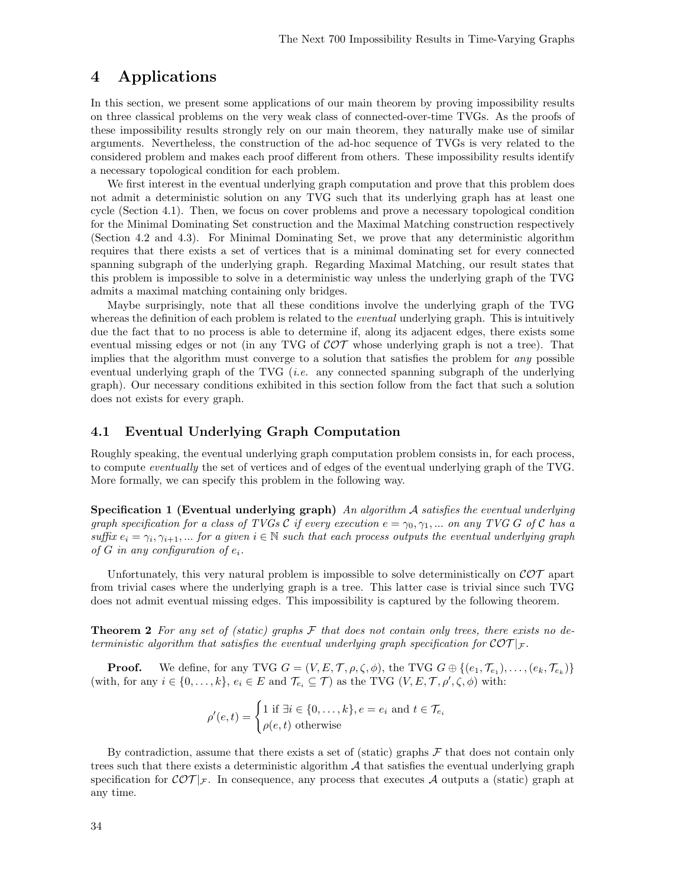## 4 Applications

In this section, we present some applications of our main theorem by proving impossibility results on three classical problems on the very weak class of connected-over-time TVGs. As the proofs of these impossibility results strongly rely on our main theorem, they naturally make use of similar arguments. Nevertheless, the construction of the ad-hoc sequence of TVGs is very related to the considered problem and makes each proof different from others. These impossibility results identify a necessary topological condition for each problem.

We first interest in the eventual underlying graph computation and prove that this problem does not admit a deterministic solution on any TVG such that its underlying graph has at least one cycle (Section 4.1). Then, we focus on cover problems and prove a necessary topological condition for the Minimal Dominating Set construction and the Maximal Matching construction respectively (Section 4.2 and 4.3). For Minimal Dominating Set, we prove that any deterministic algorithm requires that there exists a set of vertices that is a minimal dominating set for every connected spanning subgraph of the underlying graph. Regarding Maximal Matching, our result states that this problem is impossible to solve in a deterministic way unless the underlying graph of the TVG admits a maximal matching containing only bridges.

Maybe surprisingly, note that all these conditions involve the underlying graph of the TVG whereas the definition of each problem is related to the *eventual* underlying graph. This is intuitively due the fact that to no process is able to determine if, along its adjacent edges, there exists some eventual missing edges or not (in any TVG of $\mathcal{COT}$ whose underlying graph is not a tree). That implies that the algorithm must converge to a solution that satisfies the problem for *any* possible eventual underlying graph of the TVG (*i.e.* any connected spanning subgraph of the underlying graph). Our necessary conditions exhibited in this section follow from the fact that such a solution does not exists for every graph.

### 4.1 Eventual Underlying Graph Computation

Roughly speaking, the eventual underlying graph computation problem consists in, for each process, to compute *eventually* the set of vertices and of edges of the eventual underlying graph of the TVG. More formally, we can specify this problem in the following way.

**Specification 1 (Eventual underlying graph)** *An algorithm $\mathcal{A}$ satisfies the eventual underlying graph specification for a class of TVGs $\mathcal{C}$ if every execution $e = \gamma_0, \gamma_1, \ldots$ on any TVG $G$ of $\mathcal{C}$ has a suffix $e_i = \gamma_i, \gamma_{i+1}, \ldots$ for a given $i \in \mathbb{N}$ such that each process outputs the eventual underlying graph of $G$ in any configuration of $e_i$.*

Unfortunately, this very natural problem is impossible to solve deterministically on $\mathcal{COT}$ apart from trivial cases where the underlying graph is a tree. This latter case is trivial since such TVG does not admit eventual missing edges. This impossibility is captured by the following theorem.

**Theorem 2** *For any set of (static) graphs $\mathcal{F}$ that does not contain only trees, there exists no deterministic algorithm that satisfies the eventual underlying graph specification for $\mathcal{COT}|_{\mathcal{F}}$.*

**Proof.** We define, for any TVG $G = (V, E, \mathcal{T}, \rho, \zeta, \phi)$, the TVG $G \oplus \{(e_1, \mathcal{T}_{e_1}), \ldots, (e_k, \mathcal{T}_{e_k})\}$ (with, for any $i \in \{0, \ldots, k\}$, $e_i \in E$ and $\mathcal{T}_{e_i} \subseteq \mathcal{T}$) as the TVG $(V, E, \mathcal{T}, \rho', \zeta, \phi)$ with:

$$\rho'(e,t) = \begin{cases} 1 \text{ if } \exists i \in \{0,\ldots,k\}, e = e_i \text{ and } t \in \mathcal{T}_{e_i} \\ \rho(e,t) \text{ otherwise} \end{cases}$$

By contradiction, assume that there exists a set of (static) graphs $\mathcal{F}$ that does not contain only trees such that there exists a deterministic algorithm $\mathcal{A}$ that satisfies the eventual underlying graph specification for $\mathcal{COT}|_{\mathcal{F}}$. In consequence, any process that executes $\mathcal{A}$ outputs a (static) graph at any time.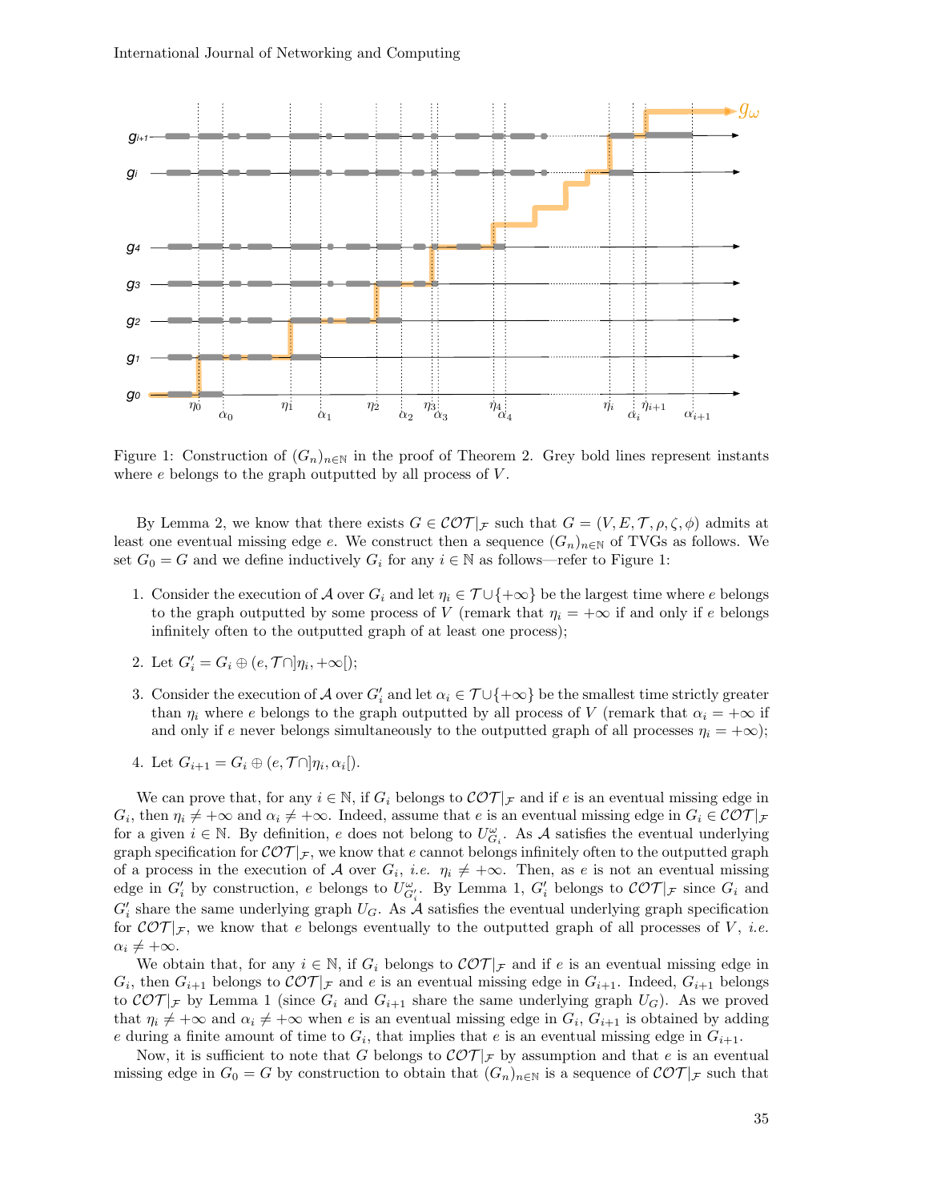Figure 1: Construction of $(G_n)_{n\in\mathbb{N}}$ in the proof of Theorem 2. Grey bold lines represent instants where $e$ belongs to the graph outputted by all process of $V$.

By Lemma 2, we know that there exists $G \in \mathcal{COT}|_{\mathcal{F}}$ such that $G = (V, E, \mathcal{T}, \rho, \zeta, \phi)$ admits at least one eventual missing edge $e$. We construct then a sequence $(G_n)_{n\in\mathbb{N}}$ of TVGs as follows. We set $G_0 = G$ and we define inductively $G_i$ for any $i \in \mathbb{N}$ as follows—refer to Figure 1:

1. Consider the execution of $\mathcal{A}$ over $G_i$ and let $\eta_i \in \mathcal{T} \cup \{+\infty\}$ be the largest time where $e$ belongs to the graph outputted by some process of $V$ (remark that $\eta_i = +\infty$ if and only if $e$ belongs infinitely often to the outputted graph of at least one process);
2. Let $G'_i = G_i \oplus (e, \mathcal{T} \cap ]\eta_i, +\infty[)$;
3. Consider the execution of $\mathcal{A}$ over $G'_i$ and let $\alpha_i \in \mathcal{T} \cup \{+\infty\}$ be the smallest time strictly greater than $\eta_i$ where $e$ belongs to the graph outputted by all process of $V$ (remark that $\alpha_i = +\infty$ if and only if $e$ never belongs simultaneously to the outputted graph of all processes $\eta_i = +\infty$);
4. Let $G_{i+1} = G_i \oplus (e, \mathcal{T} \cap ]\eta_i, \alpha_i[)$.

We can prove that, for any $i \in \mathbb{N}$, if $G_i$ belongs to $\mathcal{COT}|_{\mathcal{F}}$ and if $e$ is an eventual missing edge in $G_i$, then $\eta_i \neq +\infty$ and $\alpha_i \neq +\infty$. Indeed, assume that $e$ is an eventual missing edge in $G_i \in \mathcal{COT}|_{\mathcal{F}}$ for a given $i \in \mathbb{N}$. By definition, $e$ does not belong to $U^{\omega}_{G_i}$. As $\mathcal{A}$ satisfies the eventual underlying graph specification for $\mathcal{COT}|_{\mathcal{F}}$, we know that $e$ cannot belongs infinitely often to the outputted graph of a process in the execution of $\mathcal{A}$ over $G_i$, *i.e.* $\eta_i \neq +\infty$. Then, as $e$ is not an eventual missing edge in $G'_i$ by construction, $e$ belongs to $U^{\omega}_{G'_i}$. By Lemma 1, $G'_i$ belongs to $\mathcal{COT}|_{\mathcal{F}}$ since $G_i$ and $G'_i$ share the same underlying graph $U_G$. As $\mathcal{A}$ satisfies the eventual underlying graph specification for $\mathcal{COT}|_{\mathcal{F}}$, we know that $e$ belongs eventually to the outputted graph of all processes of $V$, *i.e.* $\alpha_i \neq +\infty$.

We obtain that, for any $i \in \mathbb{N}$, if $G_i$ belongs to $\mathcal{COT}|_{\mathcal{F}}$ and if $e$ is an eventual missing edge in $G_i$, then $G_{i+1}$ belongs to $\mathcal{COT}|_{\mathcal{F}}$ and $e$ is an eventual missing edge in $G_{i+1}$. Indeed, $G_{i+1}$ belongs to $\mathcal{COT}|_{\mathcal{F}}$ by Lemma 1 (since $G_i$ and $G_{i+1}$ share the same underlying graph $U_G$). As we proved that $\eta_i \neq +\infty$ and $\alpha_i \neq +\infty$ when $e$ is an eventual missing edge in $G_i$, $G_{i+1}$ is obtained by adding $e$ during a finite amount of time to $G_i$, that implies that $e$ is an eventual missing edge in $G_{i+1}$.

Now, it is sufficient to note that $G$ belongs to $\mathcal{COT}|_{\mathcal{F}}$ by assumption and that $e$ is an eventual missing edge in $G_0 = G$ by construction to obtain that $(G_n)_{n\in\mathbb{N}}$ is a sequence of $\mathcal{COT}|_{\mathcal{F}}$ such that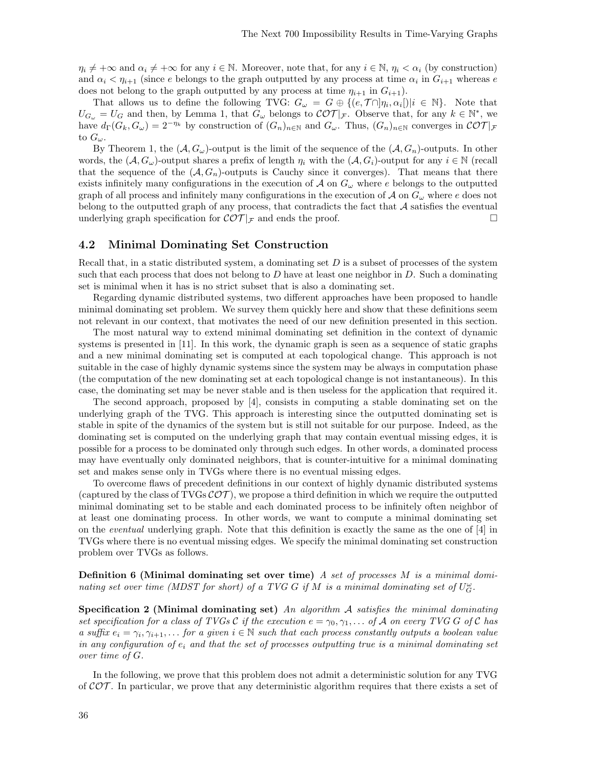$\eta_i \neq +\infty$ and $\alpha_i \neq +\infty$ for any $i \in \mathbb{N}$. Moreover, note that, for any $i \in \mathbb{N}$, $\eta_i < \alpha_i$ (by construction) and $\alpha_i < \eta_{i+1}$ (since $e$ belongs to the graph outputted by any process at time $\alpha_i$ in $G_{i+1}$ whereas $e$ does not belong to the graph outputted by any process at time $\eta_{i+1}$ in $G_{i+1}$).

That allows us to define the following TVG: $G_\omega = G \oplus \{(e, \mathcal{T} \cap ]\eta_i, \alpha_i[) | i \in \mathbb{N}\}$. Note that $U_{G_\omega} = U_G$ and then, by Lemma 1, that $G_\omega$ belongs to $\mathcal{COT}|_\mathcal{F}$. Observe that, for any $k \in \mathbb{N}^*$, we have $d_\Gamma(G_k, G_\omega) = 2^{-\eta_k}$ by construction of $(G_n)_{n\in\mathbb{N}}$ and $G_\omega$. Thus, $(G_n)_{n\in\mathbb{N}}$ converges in $\mathcal{COT}|_\mathcal{F}$ to $G_\omega$.

By Theorem 1, the $(\mathcal{A}, G_\omega)$-output is the limit of the sequence of the $(\mathcal{A}, G_n)$-outputs. In other words, the $(\mathcal{A}, G_\omega)$-output shares a prefix of length $\eta_i$ with the $(\mathcal{A}, G_i)$-output for any $i \in \mathbb{N}$ (recall that the sequence of the $(\mathcal{A}, G_n)$-outputs is Cauchy since it converges). That means that there exists infinitely many configurations in the execution of $\mathcal{A}$ on $G_\omega$ where $e$ belongs to the outputted graph of all process and infinitely many configurations in the execution of $\mathcal{A}$ on $G_\omega$ where $e$ does not belong to the outputted graph of any process, that contradicts the fact that $\mathcal{A}$ satisfies the eventual underlying graph specification for $\mathcal{COT}|_\mathcal{F}$ and ends the proof. □

## 4.2 Minimal Dominating Set Construction

Recall that, in a static distributed system, a dominating set $D$ is a subset of processes of the system such that each process that does not belong to $D$ have at least one neighbor in $D$. Such a dominating set is minimal when it has is no strict subset that is also a dominating set.

Regarding dynamic distributed systems, two different approaches have been proposed to handle minimal dominating set problem. We survey them quickly here and show that these definitions seem not relevant in our context, that motivates the need of our new definition presented in this section.

The most natural way to extend minimal dominating set definition in the context of dynamic systems is presented in [11]. In this work, the dynamic graph is seen as a sequence of static graphs and a new minimal dominating set is computed at each topological change. This approach is not suitable in the case of highly dynamic systems since the system may be always in computation phase (the computation of the new dominating set at each topological change is not instantaneous). In this case, the dominating set may be never stable and is then useless for the application that required it.

The second approach, proposed by [4], consists in computing a stable dominating set on the underlying graph of the TVG. This approach is interesting since the outputted dominating set is stable in spite of the dynamics of the system but is still not suitable for our purpose. Indeed, as the dominating set is computed on the underlying graph that may contain eventual missing edges, it is possible for a process to be dominated only through such edges. In other words, a dominated process may have eventually only dominated neighbors, that is counter-intuitive for a minimal dominating set and makes sense only in TVGs where there is no eventual missing edges.

To overcome flaws of precedent definitions in our context of highly dynamic distributed systems (captured by the class of TVGs $\mathcal{COT}$), we propose a third definition in which we require the outputted minimal dominating set to be stable and each dominated process to be infinitely often neighbor of at least one dominating process. In other words, we want to compute a minimal dominating set on the *eventual* underlying graph. Note that this definition is exactly the same as the one of [4] in TVGs where there is no eventual missing edges. We specify the minimal dominating set construction problem over TVGs as follows.

**Definition 6 (Minimal dominating set over time)** *A set of processes $M$ is a minimal dominating set over time (MDST for short) of a TVG $G$ if $M$ is a minimal dominating set of $U_G^\omega$.*

**Specification 2 (Minimal dominating set)** *An algorithm $\mathcal{A}$ satisfies the minimal dominating set specification for a class of TVGs $\mathcal{C}$ if the execution $e = \gamma_0, \gamma_1, \ldots$ of $\mathcal{A}$ on every TVG $G$ of $\mathcal{C}$ has a suffix $e_i = \gamma_i, \gamma_{i+1}, \ldots$ for a given $i \in \mathbb{N}$ such that each process constantly outputs a boolean value in any configuration of $e_i$ and that the set of processes outputting true is a minimal dominating set over time of $G$.*

In the following, we prove that this problem does not admit a deterministic solution for any TVG of $\mathcal{COT}$. In particular, we prove that any deterministic algorithm requires that there exists a set of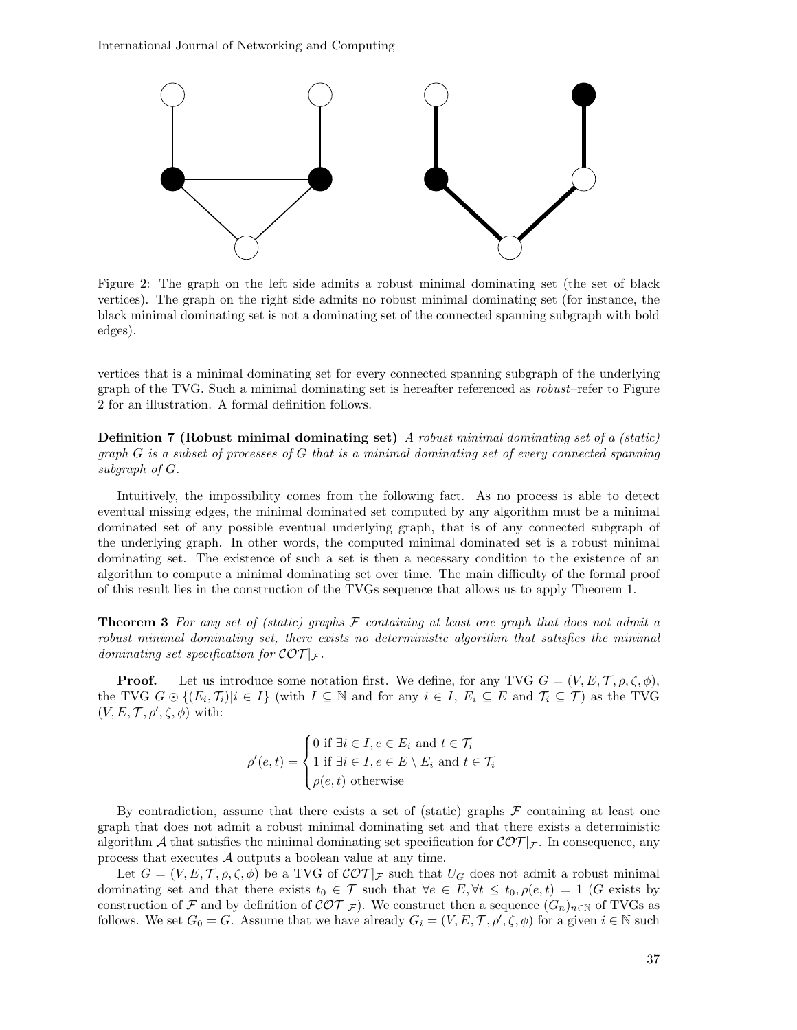Figure 2: The graph on the left side admits a robust minimal dominating set (the set of black vertices). The graph on the right side admits no robust minimal dominating set (for instance, the black minimal dominating set is not a dominating set of the connected spanning subgraph with bold edges).

vertices that is a minimal dominating set for every connected spanning subgraph of the underlying graph of the TVG. Such a minimal dominating set is hereafter referenced as *robust*–refer to Figure 2 for an illustration. A formal definition follows.

**Definition 7 (Robust minimal dominating set)** *A robust minimal dominating set of a (static) graph $G$ is a subset of processes of $G$ that is a minimal dominating set of every connected spanning subgraph of $G$.*

Intuitively, the impossibility comes from the following fact. As no process is able to detect eventual missing edges, the minimal dominated set computed by any algorithm must be a minimal dominated set of any possible eventual underlying graph, that is of any connected subgraph of the underlying graph. In other words, the computed minimal dominated set is a robust minimal dominating set. The existence of such a set is then a necessary condition to the existence of an algorithm to compute a minimal dominating set over time. The main difficulty of the formal proof of this result lies in the construction of the TVGs sequence that allows us to apply Theorem 1.

**Theorem 3** *For any set of (static) graphs $\mathcal{F}$ containing at least one graph that does not admit a robust minimal dominating set, there exists no deterministic algorithm that satisfies the minimal dominating set specification for $\mathcal{COT}|_{\mathcal{F}}$.*

**Proof.** Let us introduce some notation first. We define, for any TVG $G = (V, E, \mathcal{T}, \rho, \zeta, \phi)$, the TVG $G \odot \{(E_i, \mathcal{T}_i) | i \in I\}$ (with $I \subseteq \mathbb{N}$ and for any $i \in I$, $E_i \subseteq E$ and $\mathcal{T}_i \subseteq \mathcal{T}$) as the TVG $(V, E, \mathcal{T}, \rho', \zeta, \phi)$ with:

$$\rho'(e,t) = \begin{cases} 0 \text{ if } \exists i \in I, e \in E_i \text{ and } t \in \mathcal{T}_i \\ 1 \text{ if } \exists i \in I, e \in E \setminus E_i \text{ and } t \in \mathcal{T}_i \\ \rho(e,t) \text{ otherwise} \end{cases}$$

By contradiction, assume that there exists a set of (static) graphs $\mathcal{F}$ containing at least one graph that does not admit a robust minimal dominating set and that there exists a deterministic algorithm $\mathcal{A}$ that satisfies the minimal dominating set specification for $\mathcal{COT}|_{\mathcal{F}}$. In consequence, any process that executes $\mathcal{A}$ outputs a boolean value at any time.

Let $G = (V, E, \mathcal{T}, \rho, \zeta, \phi)$ be a TVG of $\mathcal{COT}|_{\mathcal{F}}$ such that $U_G$ does not admit a robust minimal dominating set and that there exists $t_0 \in \mathcal{T}$ such that $\forall e \in E, \forall t \leq t_0, \rho(e,t) = 1$ ($G$ exists by construction of $\mathcal{F}$ and by definition of $\mathcal{COT}|_{\mathcal{F}}$). We construct then a sequence $(G_n)_{n \in \mathbb{N}}$ of TVGs as follows. We set $G_0 = G$. Assume that we have already $G_i = (V, E, \mathcal{T}, \rho', \zeta, \phi)$ for a given $i \in \mathbb{N}$ such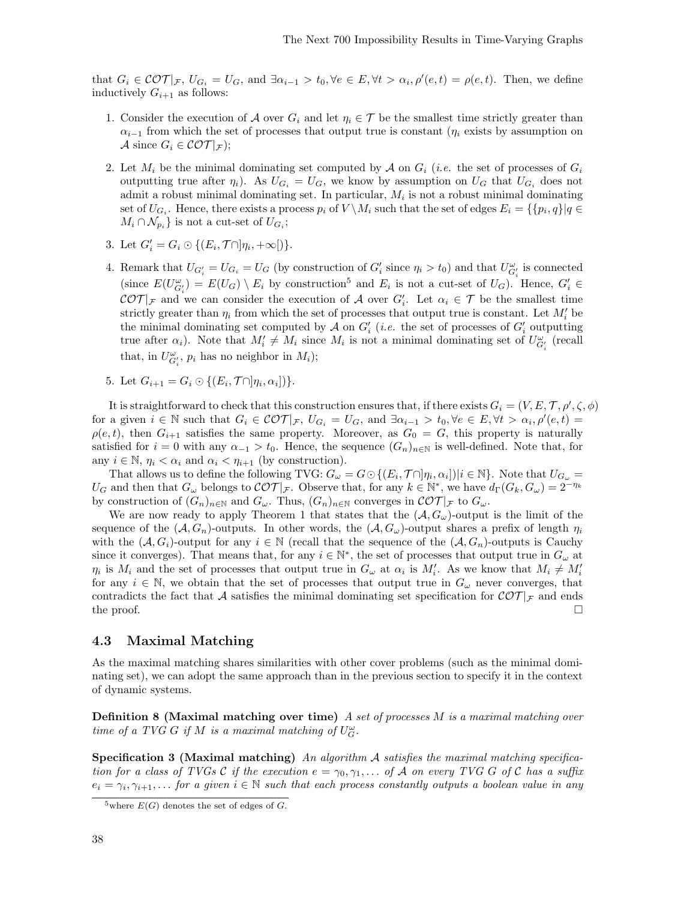that $G_i \in \mathcal{COT}|_\mathcal{F}$, $U_{G_i} = U_G$, and $\exists \alpha_{i-1} > t_0, \forall e \in E, \forall t > \alpha_i, \rho'(e,t) = \rho(e,t)$. Then, we define inductively $G_{i+1}$ as follows:

1. Consider the execution of $\mathcal{A}$ over $G_i$ and let $\eta_i \in \mathcal{T}$ be the smallest time strictly greater than $\alpha_{i-1}$ from which the set of processes that output true is constant ($\eta_i$ exists by assumption on $\mathcal{A}$ since $G_i \in \mathcal{COT}|_\mathcal{F}$);
2. Let $M_i$ be the minimal dominating set computed by $\mathcal{A}$ on $G_i$ (*i.e.* the set of processes of $G_i$ outputting true after $\eta_i$). As $U_{G_i} = U_G$, we know by assumption on $U_G$ that $U_{G_i}$ does not admit a robust minimal dominating set. In particular, $M_i$ is not a robust minimal dominating set of $U_{G_i}$. Hence, there exists a process $p_i$ of $V \setminus M_i$ such that the set of edges $E_i = \{\{p_i, q\} | q \in M_i \cap \mathcal{N}_{p_i}\}$ is not a cut-set of $U_{G_i}$;
3. Let $G'_i = G_i \odot \{(E_i, \mathcal{T} \cap ]\eta_i, +\infty[)\}$.
4. Remark that $U_{G'_i} = U_{G_i} = U_G$ (by construction of $G'_i$ since $\eta_i > t_0$) and that $U^\omega_{G'_i}$ is connected (since $E(U^\omega_{G'_i}) = E(U_G) \setminus E_i$ by construction[5] and $E_i$ is not a cut-set of $U_G$). Hence, $G'_i \in \mathcal{COT}|_\mathcal{F}$ and we can consider the execution of $\mathcal{A}$ over $G'_i$. Let $\alpha_i \in \mathcal{T}$ be the smallest time strictly greater than $\eta_i$ from which the set of processes that output true is constant. Let $M'_i$ be the minimal dominating set computed by $\mathcal{A}$ on $G'_i$ (*i.e.* the set of processes of $G'_i$ outputting true after $\alpha_i$). Note that $M'_i \neq M_i$ since $M_i$ is not a minimal dominating set of $U^\omega_{G'_i}$ (recall that, in $U^\omega_{G'_i}$, $p_i$ has no neighbor in $M_i$);
5. Let $G_{i+1} = G_i \odot \{(E_i, \mathcal{T} \cap ]\eta_i, \alpha_i])\}$.

It is straightforward to check that this construction ensures that, if there exists $G_i = (V, E, \mathcal{T}, \rho', \zeta, \phi)$ for a given $i \in \mathbb{N}$ such that $G_i \in \mathcal{COT}|_\mathcal{F}$, $U_{G_i} = U_G$, and $\exists \alpha_{i-1} > t_0, \forall e \in E, \forall t > \alpha_i, \rho'(e,t) = \rho(e,t)$, then $G_{i+1}$ satisfies the same property. Moreover, as $G_0 = G$, this property is naturally satisfied for $i = 0$ with any $\alpha_{-1} > t_0$. Hence, the sequence $(G_n)_{n \in \mathbb{N}}$ is well-defined. Note that, for any $i \in \mathbb{N}$, $\eta_i < \alpha_i$ and $\alpha_i < \eta_{i+1}$ (by construction).

That allows us to define the following TVG: $G_\omega = G \odot \{(E_i, \mathcal{T} \cap ]\eta_i, \alpha_i]) | i \in \mathbb{N}\}$. Note that $U_{G_\omega} = U_G$ and then that $G_\omega$ belongs to $\mathcal{COT}|_\mathcal{F}$. Observe that, for any $k \in \mathbb{N}^*$, we have $d_\Gamma(G_k, G_\omega) = 2^{-\eta_k}$ by construction of $(G_n)_{n \in \mathbb{N}}$ and $G_\omega$. Thus, $(G_n)_{n \in \mathbb{N}}$ converges in $\mathcal{COT}|_\mathcal{F}$ to $G_\omega$.

We are now ready to apply Theorem 1 that states that the $(\mathcal{A}, G_\omega)$-output is the limit of the sequence of the $(\mathcal{A}, G_n)$-outputs. In other words, the $(\mathcal{A}, G_\omega)$-output shares a prefix of length $\eta_i$ with the $(\mathcal{A}, G_i)$-output for any $i \in \mathbb{N}$ (recall that the sequence of the $(\mathcal{A}, G_n)$-outputs is Cauchy since it converges). That means that, for any $i \in \mathbb{N}^*$, the set of processes that output true in $G_\omega$ at $\eta_i$ is $M_i$ and the set of processes that output true in $G_\omega$ at $\alpha_i$ is $M'_i$. As we know that $M_i \neq M'_i$ for any $i \in \mathbb{N}$, we obtain that the set of processes that output true in $G_\omega$ never converges, that contradicts the fact that $\mathcal{A}$ satisfies the minimal dominating set specification for $\mathcal{COT}|_\mathcal{F}$ and ends the proof. □

### 4.3 Maximal Matching

As the maximal matching shares similarities with other cover problems (such as the minimal dominating set), we can adopt the same approach than in the previous section to specify it in the context of dynamic systems.

**Definition 8 (Maximal matching over time)** *A set of processes $M$ is a maximal matching over time of a TVG $G$ if $M$ is a maximal matching of $U^\omega_G$.*

**Specification 3 (Maximal matching)** *An algorithm $\mathcal{A}$ satisfies the maximal matching specification for a class of TVGs $\mathcal{C}$ if the execution $e = \gamma_0, \gamma_1, \ldots$ of $\mathcal{A}$ on every TVG $G$ of $\mathcal{C}$ has a suffix $e_i = \gamma_i, \gamma_{i+1}, \ldots$ for a given $i \in \mathbb{N}$ such that each process constantly outputs a boolean value in any*

[5] where $E(G)$ denotes the set of edges of $G$.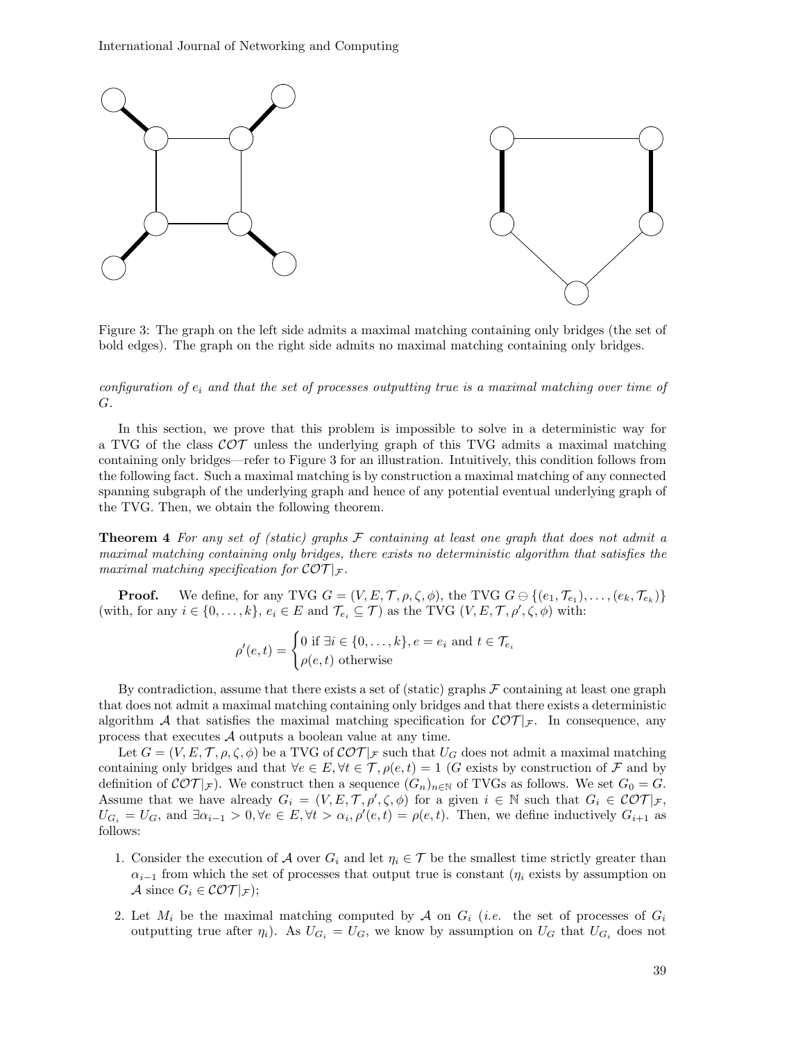Figure 3: The graph on the left side admits a maximal matching containing only bridges (the set of bold edges). The graph on the right side admits no maximal matching containing only bridges.

*configuration of $e_i$ and that the set of processes outputting true is a maximal matching over time of $G$.*

In this section, we prove that this problem is impossible to solve in a deterministic way for a TVG of the class $\mathcal{COT}$ unless the underlying graph of this TVG admits a maximal matching containing only bridges—refer to Figure 3 for an illustration. Intuitively, this condition follows from the following fact. Such a maximal matching is by construction a maximal matching of any connected spanning subgraph of the underlying graph and hence of any potential eventual underlying graph of the TVG. Then, we obtain the following theorem.

**Theorem 4** *For any set of (static) graphs $\mathcal{F}$ containing at least one graph that does not admit a maximal matching containing only bridges, there exists no deterministic algorithm that satisfies the maximal matching specification for $\mathcal{COT}|_{\mathcal{F}}$.*

**Proof.** We define, for any TVG $G = (V, E, \mathcal{T}, \rho, \zeta, \phi)$, the TVG $G \ominus \{(e_1, \mathcal{T}_{e_1}), \dots, (e_k, \mathcal{T}_{e_k})\}$ (with, for any $i \in \{0, \dots, k\}$, $e_i \in E$ and $\mathcal{T}_{e_i} \subseteq \mathcal{T}$) as the TVG $(V, E, \mathcal{T}, \rho', \zeta, \phi)$ with:

$$\rho'(e, t) = \begin{cases} 0 \text{ if } \exists i \in \{0, \dots, k\}, e = e_i \text{ and } t \in \mathcal{T}_{e_i} \\ \rho(e, t) \text{ otherwise} \end{cases}$$

By contradiction, assume that there exists a set of (static) graphs $\mathcal{F}$ containing at least one graph that does not admit a maximal matching containing only bridges and that there exists a deterministic algorithm $\mathcal{A}$ that satisfies the maximal matching specification for $\mathcal{COT}|_{\mathcal{F}}$. In consequence, any process that executes $\mathcal{A}$ outputs a boolean value at any time.

Let $G = (V, E, \mathcal{T}, \rho, \zeta, \phi)$ be a TVG of $\mathcal{COT}|_{\mathcal{F}}$ such that $U_G$ does not admit a maximal matching containing only bridges and that $\forall e \in E, \forall t \in \mathcal{T}, \rho(e, t) = 1$ ($G$ exists by construction of $\mathcal{F}$ and by definition of $\mathcal{COT}|_{\mathcal{F}}$). We construct then a sequence $(G_n)_{n \in \mathbb{N}}$ of TVGs as follows. We set $G_0 = G$. Assume that we have already $G_i = (V, E, \mathcal{T}, \rho', \zeta, \phi)$ for a given $i \in \mathbb{N}$ such that $G_i \in \mathcal{COT}|_{\mathcal{F}}$, $U_{G_i} = U_G$, and $\exists \alpha_{i-1} > 0, \forall e \in E, \forall t > \alpha_i, \rho'(e, t) = \rho(e, t)$. Then, we define inductively $G_{i+1}$ as follows:

1. Consider the execution of $\mathcal{A}$ over $G_i$ and let $\eta_i \in \mathcal{T}$ be the smallest time strictly greater than $\alpha_{i-1}$ from which the set of processes that output true is constant ($\eta_i$ exists by assumption on $\mathcal{A}$ since $G_i \in \mathcal{COT}|_{\mathcal{F}}$);
2. Let $M_i$ be the maximal matching computed by $\mathcal{A}$ on $G_i$ (*i.e.* the set of processes of $G_i$ outputting true after $\eta_i$). As $U_{G_i} = U_G$, we know by assumption on $U_G$ that $U_{G_i}$ does not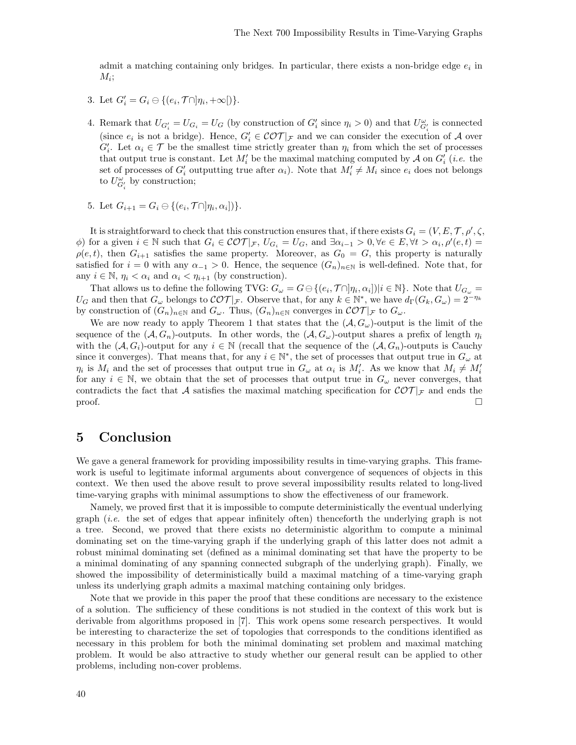admit a matching containing only bridges. In particular, there exists a non-bridge edge $e_i$ in $M_i$;

3. Let $G'_i = G_i \ominus \{(e_i, \mathcal{T} \cap ]\eta_i, +\infty[)\}$.

4. Remark that $U_{G'_i} = U_{G_i} = U_G$ (by construction of $G'_i$ since $\eta_i > 0$) and that $U^{\omega}_{G'_i}$ is connected (since $e_i$ is not a bridge). Hence, $G'_i \in \mathcal{COT}|_{\mathcal{F}}$ and we can consider the execution of $\mathcal{A}$ over $G'_i$. Let $\alpha_i \in \mathcal{T}$ be the smallest time strictly greater than $\eta_i$ from which the set of processes that output true is constant. Let $M'_i$ be the maximal matching computed by $\mathcal{A}$ on $G'_i$ (*i.e.* the set of processes of $G'_i$ outputting true after $\alpha_i$). Note that $M'_i \neq M_i$ since $e_i$ does not belongs to $U^{\omega}_{G'_i}$ by construction;

5. Let $G_{i+1} = G_i \ominus \{(e_i, \mathcal{T} \cap ]\eta_i, \alpha_i])\}$.

It is straightforward to check that this construction ensures that, if there exists $G_i = (V, E, \mathcal{T}, \rho', \zeta, \phi)$ for a given $i \in \mathbb{N}$ such that $G_i \in \mathcal{COT}|_{\mathcal{F}}$, $U_{G_i} = U_G$, and $\exists \alpha_{i-1} > 0, \forall e \in E, \forall t > \alpha_i, \rho'(e,t) = \rho(e,t)$, then $G_{i+1}$ satisfies the same property. Moreover, as $G_0 = G$, this property is naturally satisfied for $i = 0$ with any $\alpha_{-1} > 0$. Hence, the sequence $(G_n)_{n \in \mathbb{N}}$ is well-defined. Note that, for any $i \in \mathbb{N}$, $\eta_i < \alpha_i$ and $\alpha_i < \eta_{i+1}$ (by construction).

That allows us to define the following TVG: $G_\omega = G \ominus \{(e_i, \mathcal{T} \cap ]\eta_i, \alpha_i]) | i \in \mathbb{N}\}$. Note that $U_{G_\omega} = U_G$ and then that $G_\omega$ belongs to $\mathcal{COT}|_{\mathcal{F}}$. Observe that, for any $k \in \mathbb{N}^*$, we have $d_\Gamma(G_k, G_\omega) = 2^{-\eta_k}$ by construction of $(G_n)_{n \in \mathbb{N}}$ and $G_\omega$. Thus, $(G_n)_{n \in \mathbb{N}}$ converges in $\mathcal{COT}|_{\mathcal{F}}$ to $G_\omega$.

We are now ready to apply Theorem 1 that states that the $(\mathcal{A}, G_\omega)$-output is the limit of the sequence of the $(\mathcal{A}, G_n)$-outputs. In other words, the $(\mathcal{A}, G_\omega)$-output shares a prefix of length $\eta_i$ with the $(\mathcal{A}, G_i)$-output for any $i \in \mathbb{N}$ (recall that the sequence of the $(\mathcal{A}, G_n)$-outputs is Cauchy since it converges). That means that, for any $i \in \mathbb{N}^*$, the set of processes that output true in $G_\omega$ at $\eta_i$ is $M_i$ and the set of processes that output true in $G_\omega$ at $\alpha_i$ is $M'_i$. As we know that $M_i \neq M'_i$ for any $i \in \mathbb{N}$, we obtain that the set of processes that output true in $G_\omega$ never converges, that contradicts the fact that $\mathcal{A}$ satisfies the maximal matching specification for $\mathcal{COT}|_{\mathcal{F}}$ and ends the proof. □

## 5 Conclusion

We gave a general framework for providing impossibility results in time-varying graphs. This framework is useful to legitimate informal arguments about convergence of sequences of objects in this context. We then used the above result to prove several impossibility results related to long-lived time-varying graphs with minimal assumptions to show the effectiveness of our framework.

Namely, we proved first that it is impossible to compute deterministically the eventual underlying graph (*i.e.* the set of edges that appear infinitely often) thenceforth the underlying graph is not a tree. Second, we proved that there exists no deterministic algorithm to compute a minimal dominating set on the time-varying graph if the underlying graph of this latter does not admit a robust minimal dominating set (defined as a minimal dominating set that have the property to be a minimal dominating of any spanning connected subgraph of the underlying graph). Finally, we showed the impossibility of deterministically build a maximal matching of a time-varying graph unless its underlying graph admits a maximal matching containing only bridges.

Note that we provide in this paper the proof that these conditions are necessary to the existence of a solution. The sufficiency of these conditions is not studied in the context of this work but is derivable from algorithms proposed in [7]. This work opens some research perspectives. It would be interesting to characterize the set of topologies that corresponds to the conditions identified as necessary in this problem for both the minimal dominating set problem and maximal matching problem. It would be also attractive to study whether our general result can be applied to other problems, including non-cover problems.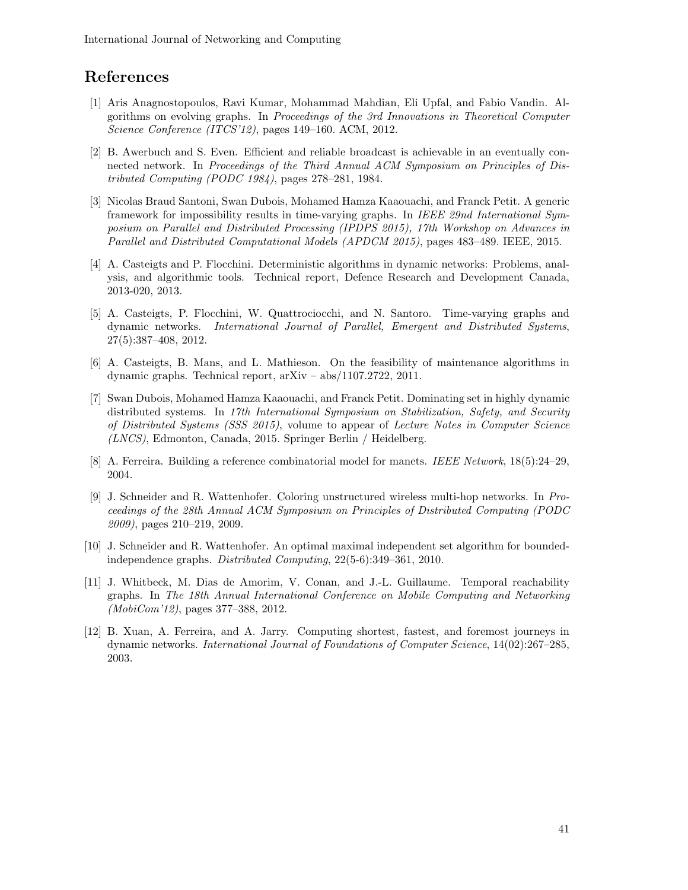## References

[1] Aris Anagnostopoulos, Ravi Kumar, Mohammad Mahdian, Eli Upfal, and Fabio Vandin. Algorithms on evolving graphs. In *Proceedings of the 3rd Innovations in Theoretical Computer Science Conference (ITCS'12)*, pages 149–160. ACM, 2012.

[2] B. Awerbuch and S. Even. Efficient and reliable broadcast is achievable in an eventually connected network. In *Proceedings of the Third Annual ACM Symposium on Principles of Distributed Computing (PODC 1984)*, pages 278–281, 1984.

[3] Nicolas Braud Santoni, Swan Dubois, Mohamed Hamza Kaaouachi, and Franck Petit. A generic framework for impossibility results in time-varying graphs. In *IEEE 29nd International Symposium on Parallel and Distributed Processing (IPDPS 2015), 17th Workshop on Advances in Parallel and Distributed Computational Models (APDCM 2015)*, pages 483–489. IEEE, 2015.

[4] A. Casteigts and P. Flocchini. Deterministic algorithms in dynamic networks: Problems, analysis, and algorithmic tools. Technical report, Defence Research and Development Canada, 2013-020, 2013.

[5] A. Casteigts, P. Flocchini, W. Quattrociocchi, and N. Santoro. Time-varying graphs and dynamic networks. *International Journal of Parallel, Emergent and Distributed Systems*, 27(5):387–408, 2012.

[6] A. Casteigts, B. Mans, and L. Mathieson. On the feasibility of maintenance algorithms in dynamic graphs. Technical report, arXiv – abs/1107.2722, 2011.

[7] Swan Dubois, Mohamed Hamza Kaaouachi, and Franck Petit. Dominating set in highly dynamic distributed systems. In *17th International Symposium on Stabilization, Safety, and Security of Distributed Systems (SSS 2015)*, volume to appear of *Lecture Notes in Computer Science (LNCS)*, Edmonton, Canada, 2015. Springer Berlin / Heidelberg.

[8] A. Ferreira. Building a reference combinatorial model for manets. *IEEE Network*, 18(5):24–29, 2004.

[9] J. Schneider and R. Wattenhofer. Coloring unstructured wireless multi-hop networks. In *Proceedings of the 28th Annual ACM Symposium on Principles of Distributed Computing (PODC 2009)*, pages 210–219, 2009.

[10] J. Schneider and R. Wattenhofer. An optimal maximal independent set algorithm for bounded-independence graphs. *Distributed Computing*, 22(5-6):349–361, 2010.

[11] J. Whitbeck, M. Dias de Amorim, V. Conan, and J.-L. Guillaume. Temporal reachability graphs. In *The 18th Annual International Conference on Mobile Computing and Networking (MobiCom'12)*, pages 377–388, 2012.

[12] B. Xuan, A. Ferreira, and A. Jarry. Computing shortest, fastest, and foremost journeys in dynamic networks. *International Journal of Foundations of Computer Science*, 14(02):267–285, 2003.